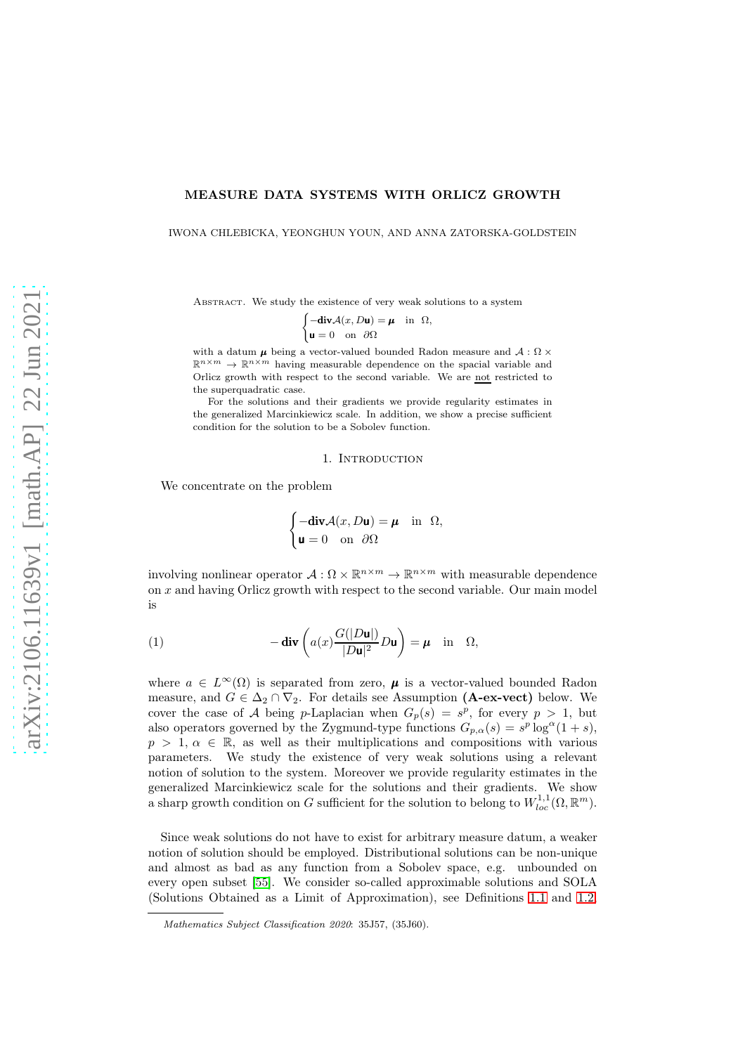# MEASURE DATA SYSTEMS WITH ORLICZ GROWTH

IWONA CHLEBICKA, YEONGHUN YOUN, AND ANNA ZATORSKA-GOLDSTEIN

Abstract. We study the existence of very weak solutions to a system

$$\begin{cases} -\mathbf{div}\mathcal{A}(x, D\mathsf{u}) = \boldsymbol{\mu} & \text{in } \ \Omega, \\ \mathsf{u} = 0 & \text{on } \ \partial\Omega \end{cases}$$

with a datum $\boldsymbol{\mu}$ being a vector-valued bounded Radon measure and $\mathcal{A} : \Omega \times \mathbb{R}^{n\times m} \to \mathbb{R}^{n\times m}$ having measurable dependence on the spacial variable and Orlicz growth with respect to the second variable. We are <u>not</u> restricted to the superquadratic case.

For the solutions and their gradients we provide regularity estimates in the generalized Marcinkiewicz scale. In addition, we show a precise sufficient condition for the solution to be a Sobolev function.

## 1. Introduction

We concentrate on the problem

$$\begin{cases} -\mathbf{div}\mathcal{A}(x, D\mathsf{u}) = \boldsymbol{\mu} & \text{in } \ \Omega, \\ \mathsf{u} = 0 & \text{on } \ \partial\Omega \end{cases}$$

involving nonlinear operator $\mathcal{A} : \Omega \times \mathbb{R}^{n\times m} \to \mathbb{R}^{n\times m}$ with measurable dependence on $x$ and having Orlicz growth with respect to the second variable. Our main model is

$$-\,\mathbf{div}\left(a(x)\frac{G(|D\mathsf{u}|)}{|D\mathsf{u}|^2}D\mathsf{u}\right) = \boldsymbol{\mu} \quad \text{in} \quad \Omega, \tag{1}$$

where $a \in L^\infty(\Omega)$ is separated from zero, $\boldsymbol{\mu}$ is a vector-valued bounded Radon measure, and $G \in \Delta_2 \cap \nabla_2$. For details see Assumption **(A-ex-vect)** below. We cover the case of $\mathcal{A}$ being $p$-Laplacian when $G_p(s) = s^p$, for every $p > 1$, but also operators governed by the Zygmund-type functions $G_{p,\alpha}(s) = s^p \log^\alpha(1 + s)$, $p > 1$, $\alpha \in \mathbb{R}$, as well as their multiplications and compositions with various parameters. We study the existence of very weak solutions using a relevant notion of solution to the system. Moreover we provide regularity estimates in the generalized Marcinkiewicz scale for the solutions and their gradients. We show a sharp growth condition on $G$ sufficient for the solution to belong to $W^{1,1}_{loc}(\Omega, \mathbb{R}^m)$.

Since weak solutions do not have to exist for arbitrary measure datum, a weaker notion of solution should be employed. Distributional solutions can be non-unique and almost as bad as any function from a Sobolev space, e.g. unbounded on every open subset [55]. We consider so-called approximable solutions and SOLA (Solutions Obtained as a Limit of Approximation), see Definitions 1.1 and 1.2.

*Mathematics Subject Classification 2020*: 35J57, (35J60).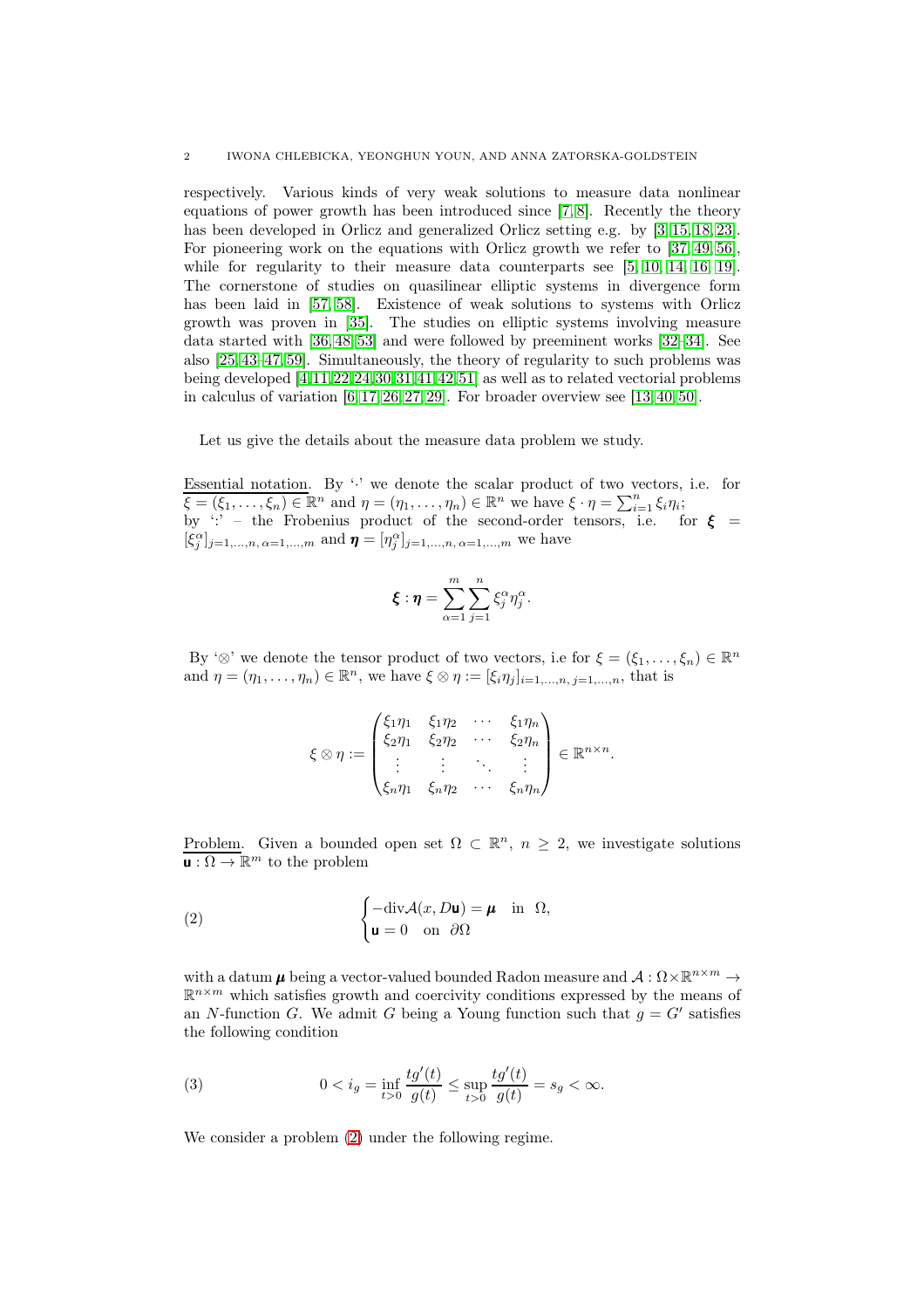respectively. Various kinds of very weak solutions to measure data nonlinear equations of power growth has been introduced since [7, 8]. Recently the theory has been developed in Orlicz and generalized Orlicz setting e.g. by [3, 15, 18, 23]. For pioneering work on the equations with Orlicz growth we refer to [37, 49, 56], while for regularity to their measure data counterparts see [5, 10, 14, 16, 19]. The cornerstone of studies on quasilinear elliptic systems in divergence form has been laid in [57, 58]. Existence of weak solutions to systems with Orlicz growth was proven in [35]. The studies on elliptic systems involving measure data started with [36, 48, 53] and were followed by preeminent works [32–34]. See also [25, 43–47, 59]. Simultaneously, the theory of regularity to such problems was being developed [4, 11, 22, 24, 30, 31, 41, 42, 51] as well as to related vectorial problems in calculus of variation [6, 17, 26, 27, 29]. For broader overview see [13, 40, 50].

Let us give the details about the measure data problem we study.

<u>Essential notation</u>. By '$\cdot$' we denote the scalar product of two vectors, i.e. for $\xi = (\xi_1, \ldots, \xi_n) \in \mathbb{R}^n$ and $\eta = (\eta_1, \ldots, \eta_n) \in \mathbb{R}^n$ we have $\xi \cdot \eta = \sum_{i=1}^n \xi_i \eta_i$;
by '$:$' – the Frobenius product of the second-order tensors, i.e. for $\boldsymbol{\xi} = [\xi_j^\alpha]_{j=1,\ldots,n,\, \alpha=1,\ldots,m}$ and $\boldsymbol{\eta} = [\eta_j^\alpha]_{j=1,\ldots,n,\, \alpha=1,\ldots,m}$ we have

$$\boldsymbol{\xi} : \boldsymbol{\eta} = \sum_{\alpha=1}^m \sum_{j=1}^n \xi_j^\alpha \eta_j^\alpha .$$

By '$\otimes$' we denote the tensor product of two vectors, i.e for $\xi = (\xi_1, \ldots, \xi_n) \in \mathbb{R}^n$ and $\eta = (\eta_1, \ldots, \eta_n) \in \mathbb{R}^n$, we have $\xi \otimes \eta := [\xi_i \eta_j]_{i=1,\ldots,n,\, j=1,\ldots,n}$, that is

$$\xi \otimes \eta := \begin{pmatrix} \xi_1\eta_1 & \xi_1\eta_2 & \cdots & \xi_1\eta_n \\ \xi_2\eta_1 & \xi_2\eta_2 & \cdots & \xi_2\eta_n \\ \vdots & \vdots & \ddots & \vdots \\ \xi_n\eta_1 & \xi_n\eta_2 & \cdots & \xi_n\eta_n \end{pmatrix} \in \mathbb{R}^{n \times n}.$$

<u>Problem</u>. Given a bounded open set $\Omega \subset \mathbb{R}^n$, $n \geq 2$, we investigate solutions $\mathbf{u} : \Omega \to \mathbb{R}^m$ to the problem

$$\begin{cases} -\mathrm{div} \mathcal{A}(x, D\mathbf{u}) = \boldsymbol{\mu} & \text{in } \Omega, \\ \mathbf{u} = 0 & \text{on } \partial\Omega \end{cases} \tag{2}$$

with a datum $\boldsymbol{\mu}$ being a vector-valued bounded Radon measure and $\mathcal{A} : \Omega \times \mathbb{R}^{n \times m} \to \mathbb{R}^{n \times m}$ which satisfies growth and coercivity conditions expressed by the means of an $N$-function $G$. We admit $G$ being a Young function such that $g = G'$ satisfies the following condition

$$0 < i_g = \inf_{t>0} \frac{t g'(t)}{g(t)} \leq \sup_{t>0} \frac{t g'(t)}{g(t)} = s_g < \infty. \tag{3}$$

We consider a problem (2) under the following regime.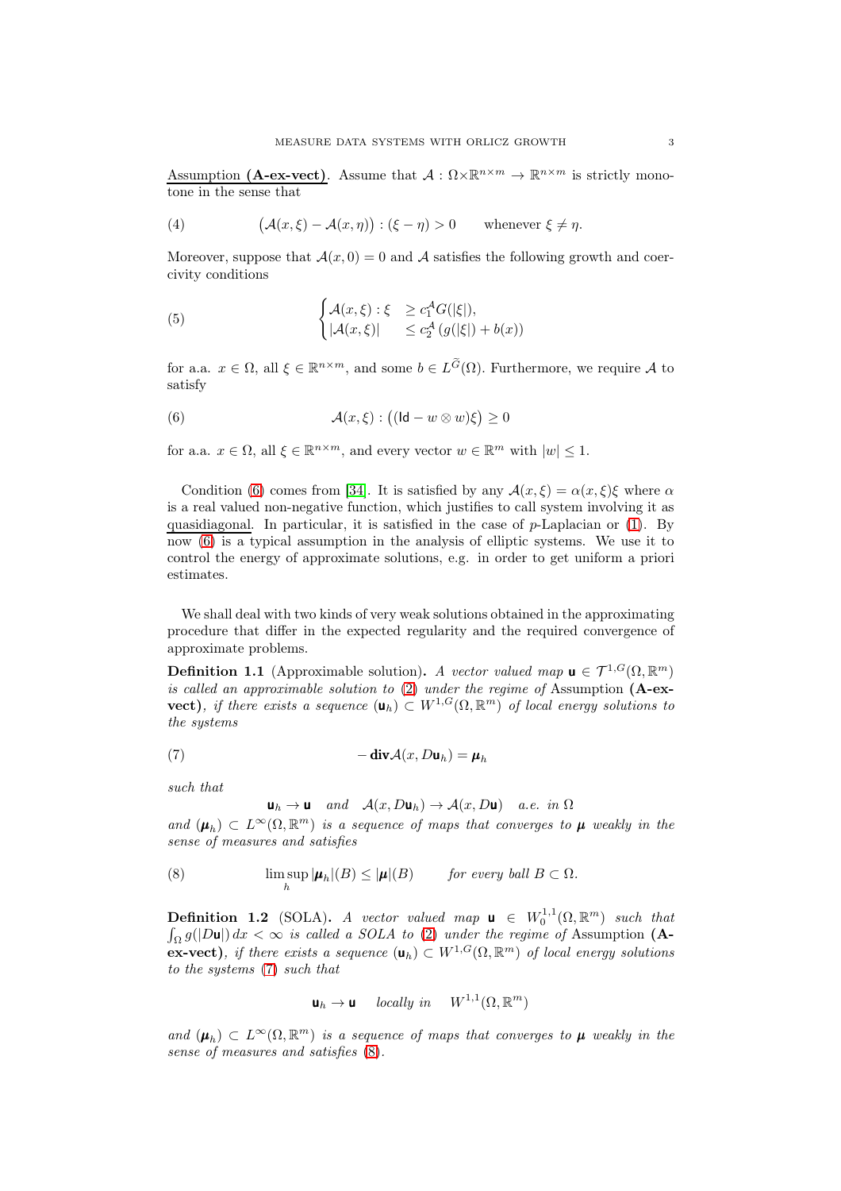Assumption **(A-ex-vect)**. Assume that $\mathcal{A} : \Omega\times\mathbb{R}^{n\times m} \to \mathbb{R}^{n\times m}$ is strictly monotone in the sense that

$$(4)\qquad \big(\mathcal{A}(x,\xi) - \mathcal{A}(x,\eta)\big) : (\xi - \eta) > 0 \qquad \text{whenever } \xi \neq \eta.$$

Moreover, suppose that $\mathcal{A}(x, 0) = 0$ and $\mathcal{A}$ satisfies the following growth and coercivity conditions

$$(5)\qquad \begin{cases} \mathcal{A}(x,\xi) : \xi & \geq c_1^{\mathcal{A}} G(|\xi|), \\ |\mathcal{A}(x,\xi)| & \leq c_2^{\mathcal{A}} \left(g(|\xi|) + b(x)\right) \end{cases}$$

for a.a. $x \in \Omega$, all $\xi \in \mathbb{R}^{n\times m}$, and some $b \in L^{\widetilde{G}}(\Omega)$. Furthermore, we require $\mathcal{A}$ to satisfy

$$(6)\qquad \mathcal{A}(x,\xi) : \big((\mathsf{Id} - w \otimes w)\xi\big) \geq 0$$

for a.a. $x \in \Omega$, all $\xi \in \mathbb{R}^{n\times m}$, and every vector $w \in \mathbb{R}^m$ with $|w| \leq 1$.

Condition (6) comes from [34]. It is satisfied by any $\mathcal{A}(x,\xi) = \alpha(x,\xi)\xi$ where $\alpha$ is a real valued non-negative function, which justifies to call system involving it as quasidiagonal. In particular, it is satisfied in the case of $p$-Laplacian or (1). By now (6) is a typical assumption in the analysis of elliptic systems. We use it to control the energy of approximate solutions, e.g. in order to get uniform a priori estimates.

We shall deal with two kinds of very weak solutions obtained in the approximating procedure that differ in the expected regularity and the required convergence of approximate problems.

**Definition 1.1** (Approximable solution)**.** *A vector valued map $\mathbf{u} \in \mathcal{T}^{1,G}(\Omega,\mathbb{R}^m)$ is called an approximable solution to (2) under the regime of* Assumption **(A-ex-vect)**, *if there exists a sequence $(\mathbf{u}_h) \subset W^{1,G}(\Omega,\mathbb{R}^m)$ of local energy solutions to the systems*

$$(7)\qquad -\mathbf{div}\mathcal{A}(x, D\mathbf{u}_h) = \boldsymbol{\mu}_h$$

*such that*

$$\mathbf{u}_h \to \mathbf{u} \quad \text{and} \quad \mathcal{A}(x, D\mathbf{u}_h) \to \mathcal{A}(x, D\mathbf{u}) \quad \text{a.e. in } \Omega$$

*and $(\boldsymbol{\mu}_h) \subset L^\infty(\Omega,\mathbb{R}^m)$ is a sequence of maps that converges to $\boldsymbol{\mu}$ weakly in the sense of measures and satisfies*

$$(8)\qquad \limsup_h |\boldsymbol{\mu}_h|(B) \leq |\boldsymbol{\mu}|(B) \qquad \text{for every ball } B \subset \Omega.$$

**Definition 1.2** (SOLA)**.** *A vector valued map $\mathbf{u} \in W_0^{1,1}(\Omega,\mathbb{R}^m)$ such that $\int_\Omega g(|D\mathbf{u}|)\,dx < \infty$ is called a SOLA to (2) under the regime of* Assumption **(A-ex-vect)**, *if there exists a sequence $(\mathbf{u}_h) \subset W^{1,G}(\Omega,\mathbb{R}^m)$ of local energy solutions to the systems (7) such that*

$$\mathbf{u}_h \to \mathbf{u} \quad \text{locally in} \quad W^{1,1}(\Omega,\mathbb{R}^m)$$

*and $(\boldsymbol{\mu}_h) \subset L^\infty(\Omega,\mathbb{R}^m)$ is a sequence of maps that converges to $\boldsymbol{\mu}$ weakly in the sense of measures and satisfies (8).*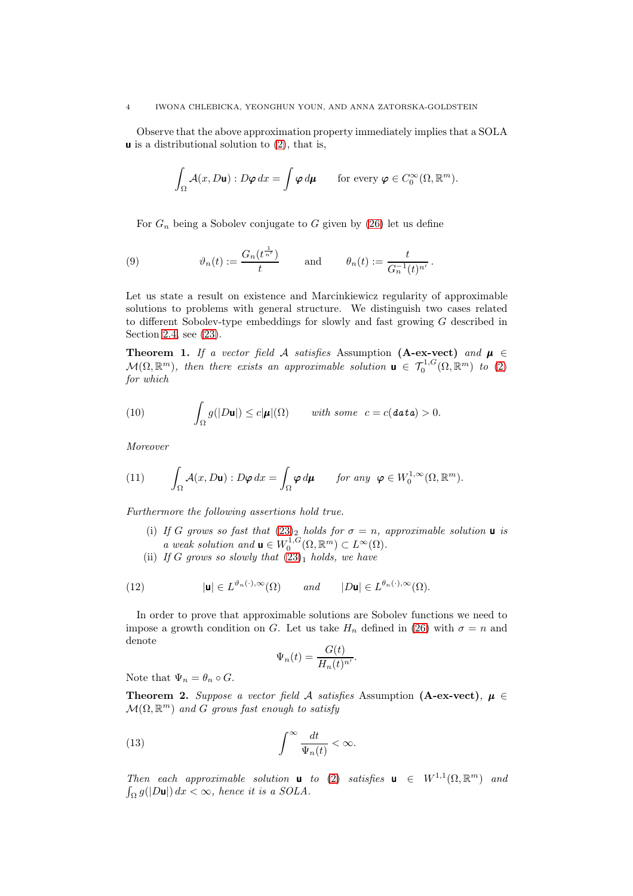Observe that the above approximation property immediately implies that a SOLA $\mathsf{u}$ is a distributional solution to (2), that is,

$$\int_\Omega \mathcal{A}(x, D\mathsf{u}) : D\boldsymbol{\varphi}\, dx = \int \boldsymbol{\varphi}\, d\boldsymbol{\mu} \qquad \text{for every } \boldsymbol{\varphi} \in C_0^\infty(\Omega, \mathbb{R}^m).$$

For $G_n$ being a Sobolev conjugate to $G$ given by (26) let us define

$$\vartheta_n(t) := \frac{G_n(t^{\frac{1}{n'}})}{t} \qquad \text{and} \qquad \theta_n(t) := \frac{t}{G_n^{-1}(t)^{n'}}\,. \tag{9}$$

Let us state a result on existence and Marcinkiewicz regularity of approximable solutions to problems with general structure. We distinguish two cases related to different Sobolev-type embeddings for slowly and fast growing $G$ described in Section 2.4, see (23).

**Theorem 1.** *If a vector field $\mathcal{A}$ satisfies* Assumption **(A-ex-vect)** *and $\boldsymbol{\mu} \in \mathcal{M}(\Omega, \mathbb{R}^m)$, then there exists an approximable solution $\mathsf{u} \in \mathcal{T}_0^{1,G}(\Omega, \mathbb{R}^m)$ to (2) for which*

$$\int_\Omega g(|D\mathsf{u}|) \le c|\boldsymbol{\mu}|(\Omega) \qquad \text{with some } \; c = c(\textit{\textbf{data}}) > 0. \tag{10}$$

*Moreover*

$$\int_\Omega \mathcal{A}(x, D\mathsf{u}) : D\boldsymbol{\varphi}\, dx = \int_\Omega \boldsymbol{\varphi}\, d\boldsymbol{\mu} \qquad \text{for any } \; \boldsymbol{\varphi} \in W_0^{1,\infty}(\Omega, \mathbb{R}^m). \tag{11}$$

*Furthermore the following assertions hold true.*

- (i) *If $G$ grows so fast that $(23)_2$ holds for $\sigma = n$, approximable solution $\mathsf{u}$ is a weak solution and $\mathsf{u} \in W_0^{1,G}(\Omega, \mathbb{R}^m) \subset L^\infty(\Omega)$.*
- (ii) *If $G$ grows so slowly that $(23)_1$ holds, we have*

$$|\mathsf{u}| \in L^{\vartheta_n(\cdot),\infty}(\Omega) \qquad \text{and} \qquad |D\mathsf{u}| \in L^{\theta_n(\cdot),\infty}(\Omega). \tag{12}$$

In order to prove that approximable solutions are Sobolev functions we need to impose a growth condition on $G$. Let us take $H_n$ defined in (26) with $\sigma = n$ and denote

$$\Psi_n(t) = \frac{G(t)}{H_n(t)^{n'}}.$$

Note that $\Psi_n = \theta_n \circ G$.

**Theorem 2.** *Suppose a vector field $\mathcal{A}$ satisfies* Assumption **(A-ex-vect)**, *$\boldsymbol{\mu} \in \mathcal{M}(\Omega, \mathbb{R}^m)$ and $G$ grows fast enough to satisfy*

$$\int^\infty \frac{dt}{\Psi_n(t)} < \infty. \tag{13}$$

*Then each approximable solution $\mathsf{u}$ to (2) satisfies $\mathsf{u} \in W^{1,1}(\Omega, \mathbb{R}^m)$ and $\int_\Omega g(|D\mathsf{u}|)\, dx < \infty$, hence it is a SOLA.*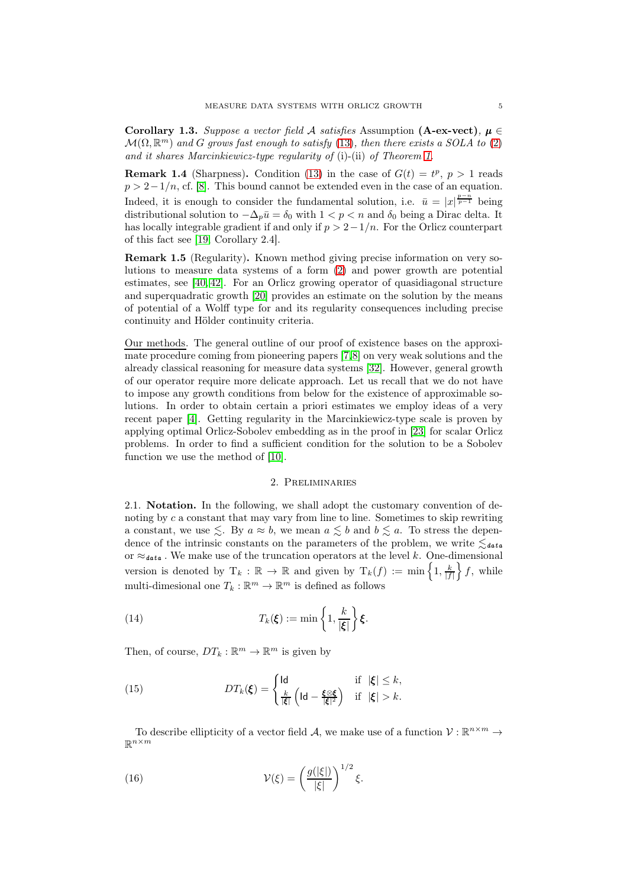**Corollary 1.3.** *Suppose a vector field $\mathcal{A}$ satisfies* Assumption **(A-ex-vect)**, $\boldsymbol{\mu} \in \mathcal{M}(\Omega, \mathbb{R}^m)$ *and $G$ grows fast enough to satisfy* (13)*, then there exists a SOLA to* (2) *and it shares Marcinkiewicz-type regularity of* (i)-(ii) *of Theorem 1.*

**Remark 1.4** (Sharpness)**.** Condition (13) in the case of $G(t) = t^p$, $p > 1$ reads $p > 2 - 1/n$, cf. [8]. This bound cannot be extended even in the case of an equation. Indeed, it is enough to consider the fundamental solution, i.e. $\bar{u} = |x|^{\frac{p-n}{p-1}}$ being distributional solution to $-\Delta_p \bar{u} = \delta_0$ with $1 < p < n$ and $\delta_0$ being a Dirac delta. It has locally integrable gradient if and only if $p > 2 - 1/n$. For the Orlicz counterpart of this fact see [19, Corollary 2.4].

**Remark 1.5** (Regularity)**.** Known method giving precise information on very solutions to measure data systems of a form (2) and power growth are potential estimates, see [40,42]. For an Orlicz growing operator of quasidiagonal structure and superquadratic growth [20] provides an estimate on the solution by the means of potential of a Wolff type for and its regularity consequences including precise continuity and Hölder continuity criteria.

Our methods. The general outline of our proof of existence bases on the approximate procedure coming from pioneering papers [7,8] on very weak solutions and the already classical reasoning for measure data systems [32]. However, general growth of our operator require more delicate approach. Let us recall that we do not have to impose any growth conditions from below for the existence of approximable solutions. In order to obtain certain a priori estimates we employ ideas of a very recent paper [4]. Getting regularity in the Marcinkiewicz-type scale is proven by applying optimal Orlicz-Sobolev embedding as in the proof in [23] for scalar Orlicz problems. In order to find a sufficient condition for the solution to be a Sobolev function we use the method of [10].

## 2. Preliminaries

2.1. **Notation.** In the following, we shall adopt the customary convention of denoting by $c$ a constant that may vary from line to line. Sometimes to skip rewriting a constant, we use $\lesssim$. By $a \approx b$, we mean $a \lesssim b$ and $b \lesssim a$. To stress the dependence of the intrinsic constants on the parameters of the problem, we write $\lesssim_{\textit{data}}$ or $\approx_{\textit{data}}$. We make use of the truncation operators at the level $k$. One-dimensional version is denoted by $\mathrm{T}_k : \mathbb{R} \to \mathbb{R}$ and given by $\mathrm{T}_k(f) := \min\left\{1, \frac{k}{|f|}\right\} f$, while multi-dimesional one $T_k : \mathbb{R}^m \to \mathbb{R}^m$ is defined as follows

$$T_k(\boldsymbol{\xi}) := \min\left\{1, \frac{k}{|\boldsymbol{\xi}|}\right\} \boldsymbol{\xi}. \tag{14}$$

Then, of course, $DT_k : \mathbb{R}^m \to \mathbb{R}^m$ is given by

$$DT_k(\boldsymbol{\xi}) = \begin{cases} \mathsf{Id} & \text{if } \; |\boldsymbol{\xi}| \le k, \\ \frac{k}{|\boldsymbol{\xi}|}\left(\mathsf{Id} - \frac{\boldsymbol{\xi} \otimes \boldsymbol{\xi}}{|\boldsymbol{\xi}|^2}\right) & \text{if } \; |\boldsymbol{\xi}| > k. \end{cases} \tag{15}$$

To describe ellipticity of a vector field $\mathcal{A}$, we make use of a function $\mathcal{V} : \mathbb{R}^{n \times m} \to \mathbb{R}^{n \times m}$

$$\mathcal{V}(\xi) = \left(\frac{g(|\xi|)}{|\xi|}\right)^{1/2} \xi. \tag{16}$$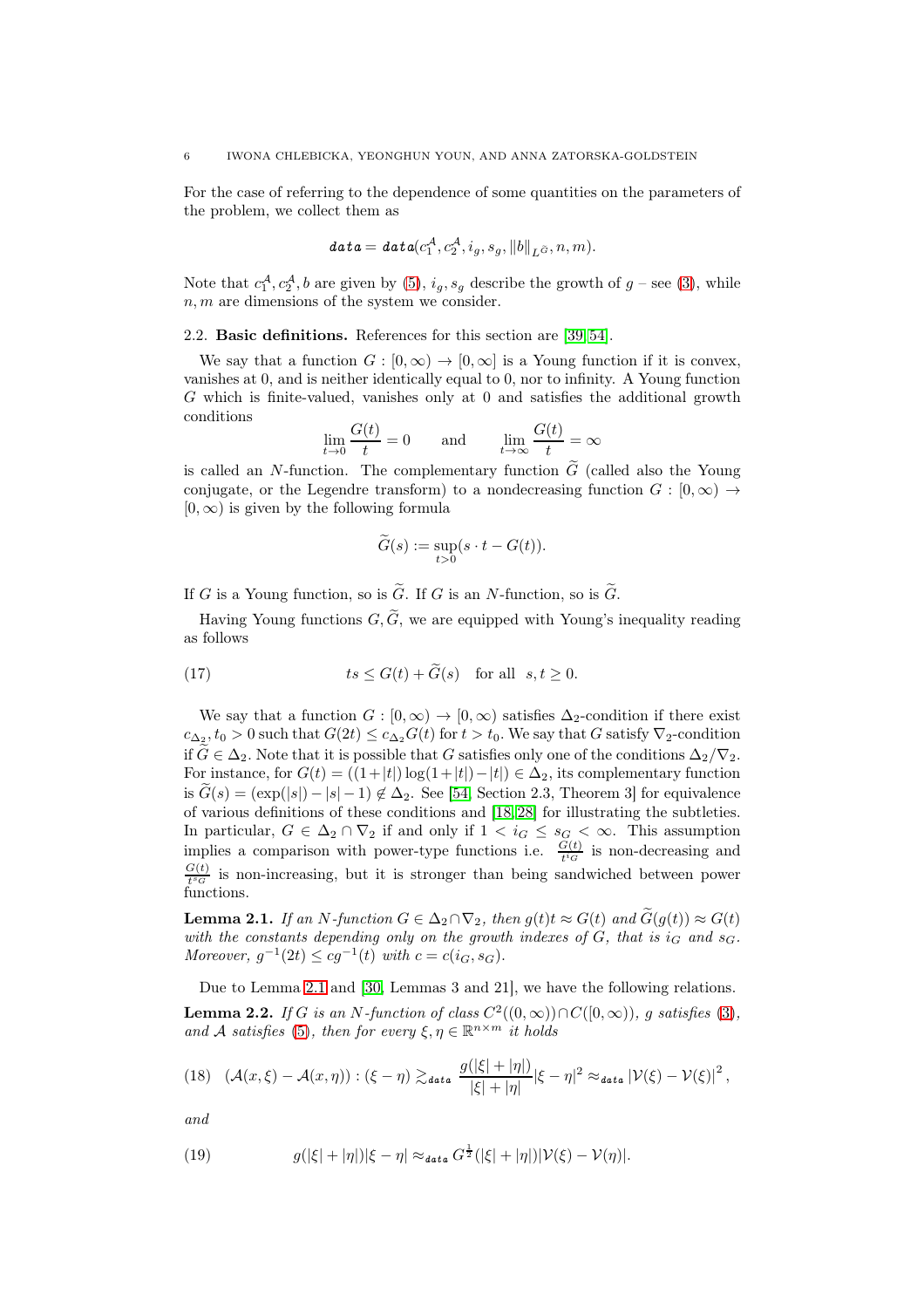For the case of referring to the dependence of some quantities on the parameters of the problem, we collect them as

$$\textit{data} = \textit{data}(c_1^{\mathcal{A}}, c_2^{\mathcal{A}}, i_g, s_g, \|b\|_{L^{\widetilde{G}}}, n, m).$$

Note that $c_1^{\mathcal{A}}, c_2^{\mathcal{A}}, b$ are given by (5), $i_g, s_g$ describe the growth of $g$ – see (3), while $n, m$ are dimensions of the system we consider.

### 2.2. Basic definitions.

References for this section are [39, 54].

We say that a function $G : [0, \infty) \to [0, \infty]$ is a Young function if it is convex, vanishes at 0, and is neither identically equal to 0, nor to infinity. A Young function $G$ which is finite-valued, vanishes only at 0 and satisfies the additional growth conditions

$$\lim_{t\to 0} \frac{G(t)}{t} = 0 \qquad \text{and} \qquad \lim_{t\to\infty} \frac{G(t)}{t} = \infty$$

is called an $N$-function. The complementary function $\widetilde{G}$ (called also the Young conjugate, or the Legendre transform) to a nondecreasing function $G : [0, \infty) \to [0, \infty)$ is given by the following formula

$$\widetilde{G}(s) := \sup_{t>0} (s \cdot t - G(t)).$$

If $G$ is a Young function, so is $\widetilde{G}$. If $G$ is an $N$-function, so is $\widetilde{G}$.

Having Young functions $G, \widetilde{G}$, we are equipped with Young's inequality reading as follows

$$ts \le G(t) + \widetilde{G}(s) \quad \text{for all} \quad s, t \ge 0. \tag{17}$$

We say that a function $G : [0, \infty) \to [0, \infty)$ satisfies $\Delta_2$-condition if there exist $c_{\Delta_2}, t_0 > 0$ such that $G(2t) \le c_{\Delta_2} G(t)$ for $t > t_0$. We say that $G$ satisfy $\nabla_2$-condition if $\widetilde{G} \in \Delta_2$. Note that it is possible that $G$ satisfies only one of the conditions $\Delta_2/\nabla_2$. For instance, for $G(t) = ((1+|t|)\log(1+|t|)-|t|) \in \Delta_2$, its complementary function is $\widetilde{G}(s) = (\exp(|s|) - |s| - 1) \notin \Delta_2$. See [54, Section 2.3, Theorem 3] for equivalence of various definitions of these conditions and [18, 28] for illustrating the subtleties. In particular, $G \in \Delta_2 \cap \nabla_2$ if and only if $1 < i_G \le s_G < \infty$. This assumption implies a comparison with power-type functions i.e. $\frac{G(t)}{t^{i_G}}$ is non-decreasing and $\frac{G(t)}{t^{s_G}}$ is non-increasing, but it is stronger than being sandwiched between power functions.

**Lemma 2.1.** *If an $N$-function $G \in \Delta_2 \cap \nabla_2$, then $g(t)t \approx G(t)$ and $\widetilde{G}(g(t)) \approx G(t)$ with the constants depending only on the growth indexes of $G$, that is $i_G$ and $s_G$. Moreover, $g^{-1}(2t) \le c g^{-1}(t)$ with $c = c(i_G, s_G)$.*

Due to Lemma 2.1 and [30, Lemmas 3 and 21], we have the following relations.

**Lemma 2.2.** *If $G$ is an $N$-function of class $C^2((0,\infty)) \cap C([0,\infty))$, $g$ satisfies (3), and $\mathcal{A}$ satisfies (5), then for every $\xi, \eta \in \mathbb{R}^{n\times m}$ it holds*

$$(\mathcal{A}(x,\xi) - \mathcal{A}(x,\eta)) : (\xi - \eta) \gtrsim_{\textit{data}} \frac{g(|\xi| + |\eta|)}{|\xi| + |\eta|} |\xi - \eta|^2 \approx_{\textit{data}} |\mathcal{V}(\xi) - \mathcal{V}(\xi)|^2, \tag{18}$$

*and*

$$g(|\xi| + |\eta|)|\xi - \eta| \approx_{\textit{data}} G^{\frac{1}{2}}(|\xi| + |\eta|)|\mathcal{V}(\xi) - \mathcal{V}(\eta)|. \tag{19}$$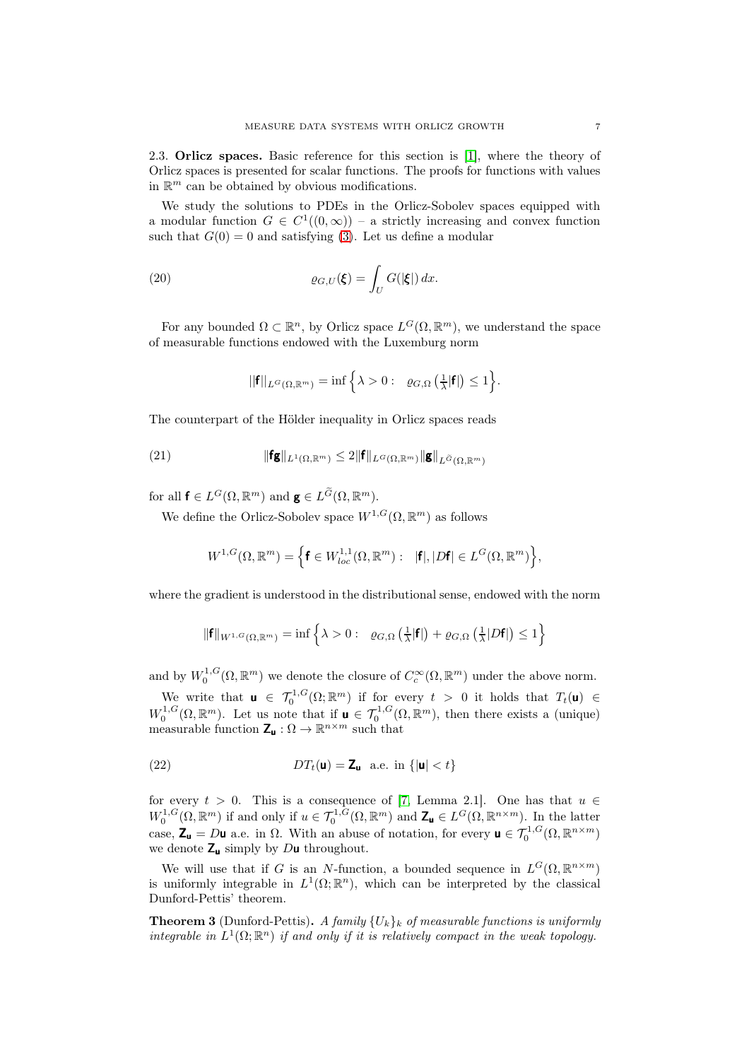2.3. **Orlicz spaces.** Basic reference for this section is [1], where the theory of Orlicz spaces is presented for scalar functions. The proofs for functions with values in $\mathbb{R}^m$ can be obtained by obvious modifications.

We study the solutions to PDEs in the Orlicz-Sobolev spaces equipped with a modular function $G \in C^1((0,\infty))$ – a strictly increasing and convex function such that $G(0) = 0$ and satisfying (3). Let us define a modular

$$\varrho_{G,U}(\boldsymbol{\xi}) = \int_U G(|\boldsymbol{\xi}|)\,dx. \tag{20}$$

For any bounded $\Omega \subset \mathbb{R}^n$, by Orlicz space $L^G(\Omega,\mathbb{R}^m)$, we understand the space of measurable functions endowed with the Luxemburg norm

$$||\mathbf{f}||_{L^G(\Omega,\mathbb{R}^m)} = \inf\Big\{\lambda > 0 : \quad \varrho_{G,\Omega}\left(\tfrac{1}{\lambda}|\mathbf{f}|\right) \le 1\Big\}.$$

The counterpart of the Hölder inequality in Orlicz spaces reads

$$\|\mathbf{f}\mathbf{g}\|_{L^1(\Omega,\mathbb{R}^m)} \le 2\|\mathbf{f}\|_{L^G(\Omega,\mathbb{R}^m)}\|\mathbf{g}\|_{L^{\widetilde{G}}(\Omega,\mathbb{R}^m)} \tag{21}$$

for all $\mathbf{f} \in L^G(\Omega,\mathbb{R}^m)$ and $\mathbf{g} \in L^{\widetilde{G}}(\Omega,\mathbb{R}^m)$.

We define the Orlicz-Sobolev space $W^{1,G}(\Omega,\mathbb{R}^m)$ as follows

$$W^{1,G}(\Omega,\mathbb{R}^m) = \Big\{\mathbf{f} \in W^{1,1}_{loc}(\Omega,\mathbb{R}^m) : \quad |\mathbf{f}|, |D\mathbf{f}| \in L^G(\Omega,\mathbb{R}^m)\Big\},$$

where the gradient is understood in the distributional sense, endowed with the norm

$$\|\mathbf{f}\|_{W^{1,G}(\Omega,\mathbb{R}^m)} = \inf\Big\{\lambda > 0 : \quad \varrho_{G,\Omega}\left(\tfrac{1}{\lambda}|\mathbf{f}|\right) + \varrho_{G,\Omega}\left(\tfrac{1}{\lambda}|D\mathbf{f}|\right) \le 1\Big\}$$

and by $W^{1,G}_0(\Omega,\mathbb{R}^m)$ we denote the closure of $C_c^\infty(\Omega,\mathbb{R}^m)$ under the above norm.

We write that $\mathbf{u} \in \mathcal{T}^{1,G}_0(\Omega;\mathbb{R}^m)$ if for every $t > 0$ it holds that $T_t(\mathbf{u}) \in W^{1,G}_0(\Omega,\mathbb{R}^m)$. Let us note that if $\mathbf{u} \in \mathcal{T}^{1,G}_0(\Omega,\mathbb{R}^m)$, then there exists a (unique) measurable function $\mathbf{Z}_{\mathbf{u}} : \Omega \to \mathbb{R}^{n\times m}$ such that

$$DT_t(\mathbf{u}) = \mathbf{Z}_{\mathbf{u}} \ \text{ a.e. in } \{|\mathbf{u}| < t\} \tag{22}$$

for every $t > 0$. This is a consequence of [7, Lemma 2.1]. One has that $u \in W^{1,G}_0(\Omega,\mathbb{R}^m)$ if and only if $u \in \mathcal{T}^{1,G}_0(\Omega,\mathbb{R}^m)$ and $\mathbf{Z}_{\mathbf{u}} \in L^G(\Omega,\mathbb{R}^{n\times m})$. In the latter case, $\mathbf{Z}_{\mathbf{u}} = D\mathbf{u}$ a.e. in $\Omega$. With an abuse of notation, for every $\mathbf{u} \in \mathcal{T}^{1,G}_0(\Omega,\mathbb{R}^{n\times m})$ we denote $\mathbf{Z}_{\mathbf{u}}$ simply by $D\mathbf{u}$ throughout.

We will use that if $G$ is an $N$-function, a bounded sequence in $L^G(\Omega,\mathbb{R}^{n\times m})$ is uniformly integrable in $L^1(\Omega;\mathbb{R}^n)$, which can be interpreted by the classical Dunford-Pettis' theorem.

**Theorem 3** (Dunford-Pettis)**.** *A family $\{U_k\}_k$ of measurable functions is uniformly integrable in $L^1(\Omega;\mathbb{R}^n)$ if and only if it is relatively compact in the weak topology.*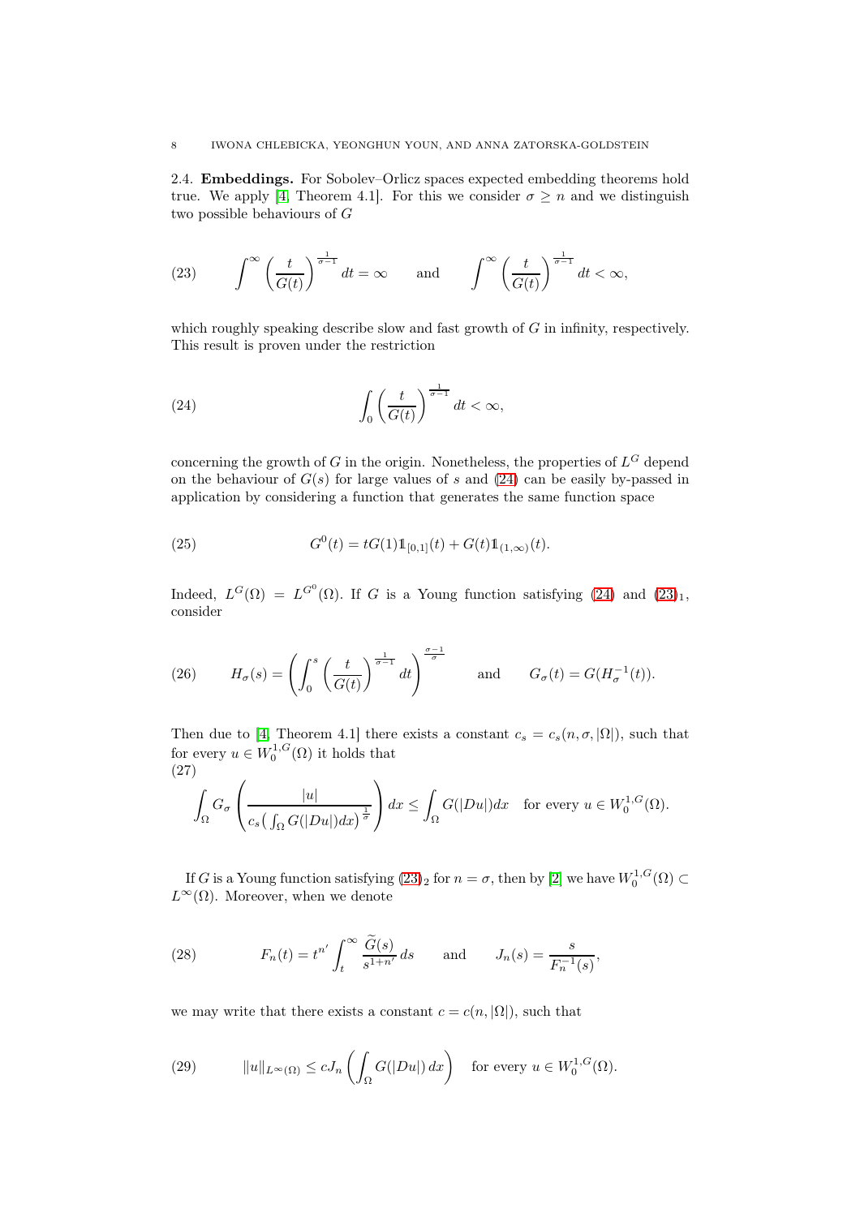**2.4. Embeddings.** For Sobolev–Orlicz spaces expected embedding theorems hold true. We apply [4, Theorem 4.1]. For this we consider $\sigma \geq n$ and we distinguish two possible behaviours of $G$

$$\int^{\infty} \left(\frac{t}{G(t)}\right)^{\frac{1}{\sigma-1}} dt = \infty \qquad \text{and} \qquad \int^{\infty} \left(\frac{t}{G(t)}\right)^{\frac{1}{\sigma-1}} dt < \infty, \tag{23}$$

which roughly speaking describe slow and fast growth of $G$ in infinity, respectively. This result is proven under the restriction

$$\int_0 \left(\frac{t}{G(t)}\right)^{\frac{1}{\sigma-1}} dt < \infty, \tag{24}$$

concerning the growth of $G$ in the origin. Nonetheless, the properties of $L^G$ depend on the behaviour of $G(s)$ for large values of $s$ and (24) can be easily by-passed in application by considering a function that generates the same function space

$$G^0(t) = tG(1)\mathbb{1}_{[0,1]}(t) + G(t)\mathbb{1}_{(1,\infty)}(t). \tag{25}$$

Indeed, $L^G(\Omega) = L^{G^0}(\Omega)$. If $G$ is a Young function satisfying (24) and $(23)_1$, consider

$$H_\sigma(s) = \left(\int_0^s \left(\frac{t}{G(t)}\right)^{\frac{1}{\sigma-1}} dt\right)^{\frac{\sigma-1}{\sigma}} \qquad \text{and} \qquad G_\sigma(t) = G(H_\sigma^{-1}(t)). \tag{26}$$

Then due to [4, Theorem 4.1] there exists a constant $c_s = c_s(n, \sigma, |\Omega|)$, such that for every $u \in W_0^{1,G}(\Omega)$ it holds that

$$\int_\Omega G_\sigma\left(\frac{|u|}{c_s\big(\int_\Omega G(|Du|)dx\big)^{\frac{1}{\sigma}}}\right) dx \leq \int_\Omega G(|Du|)dx \quad \text{for every } u \in W_0^{1,G}(\Omega). \tag{27}$$

If $G$ is a Young function satisfying $(23)_2$ for $n = \sigma$, then by [2] we have $W_0^{1,G}(\Omega) \subset L^\infty(\Omega)$. Moreover, when we denote

$$F_n(t) = t^{n'} \int_t^\infty \frac{\widetilde{G}(s)}{s^{1+n'}}\, ds \qquad \text{and} \qquad J_n(s) = \frac{s}{F_n^{-1}(s)}, \tag{28}$$

we may write that there exists a constant $c = c(n, |\Omega|)$, such that

$$\|u\|_{L^\infty(\Omega)} \leq cJ_n\left(\int_\Omega G(|Du|)\, dx\right) \quad \text{for every } u \in W_0^{1,G}(\Omega). \tag{29}$$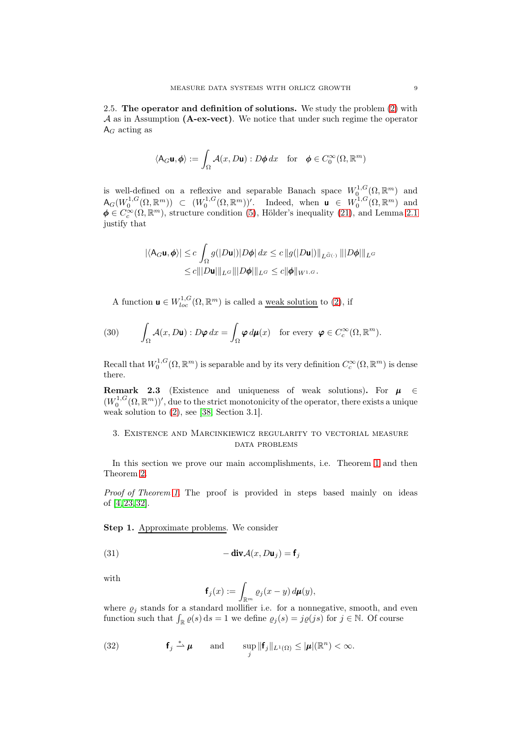2.5. **The operator and definition of solutions.** We study the problem (2) with $\mathcal{A}$ as in Assumption **(A-ex-vect)**. We notice that under such regime the operator $\mathsf{A}_G$ acting as

$$\langle \mathsf{A}_G \mathbf{u}, \boldsymbol{\phi}\rangle := \int_\Omega \mathcal{A}(x, D\mathbf{u}) : D\boldsymbol{\phi}\, dx \quad \text{for} \quad \boldsymbol{\phi} \in C_0^\infty(\Omega, \mathbb{R}^m)$$

is well-defined on a reflexive and separable Banach space $W_0^{1,G}(\Omega, \mathbb{R}^m)$ and $\mathsf{A}_G(W_0^{1,G}(\Omega, \mathbb{R}^m)) \subset (W_0^{1,G}(\Omega, \mathbb{R}^m))'$. Indeed, when $\mathbf{u} \in W_0^{1,G}(\Omega, \mathbb{R}^m)$ and $\boldsymbol{\phi} \in C_c^\infty(\Omega, \mathbb{R}^m)$, structure condition (5), Hölder's inequality (21), and Lemma 2.1 justify that

$$\begin{aligned}
|\langle \mathsf{A}_G \mathbf{u}, \boldsymbol{\phi}\rangle| &\le c\int_\Omega g(|D\mathbf{u}|)|D\boldsymbol{\phi}|\, dx \le c\, \|g(|D\mathbf{u}|)\|_{L^{\widetilde{G}(\cdot)}}\, \||D\boldsymbol{\phi}|\|_{L^G} \\
&\le c\||D\mathbf{u}|\|_{L^G}\||D\boldsymbol{\phi}|\|_{L^G} \le c\|\boldsymbol{\phi}\|_{W^{1,G}}.
\end{aligned}$$

A function $\mathbf{u} \in W_{loc}^{1,G}(\Omega, \mathbb{R}^m)$ is called a <u>weak solution</u> to (2), if

$$\int_\Omega \mathcal{A}(x, D\mathbf{u}) : D\boldsymbol{\varphi}\, dx = \int_\Omega \boldsymbol{\varphi}\, d\boldsymbol{\mu}(x) \quad \text{for every} \quad \boldsymbol{\varphi} \in C_c^\infty(\Omega, \mathbb{R}^m). \tag{30}$$

Recall that $W_0^{1,G}(\Omega, \mathbb{R}^m)$ is separable and by its very definition $C_c^\infty(\Omega, \mathbb{R}^m)$ is dense there.

**Remark 2.3** (Existence and uniqueness of weak solutions)**.** For $\boldsymbol{\mu} \in (W_0^{1,G}(\Omega, \mathbb{R}^m))'$, due to the strict monotonicity of the operator, there exists a unique weak solution to (2), see [38, Section 3.1].

## 3. Existence and Marcinkiewicz regularity to vectorial measure data problems

In this section we prove our main accomplishments, i.e. Theorem 1 and then Theorem 2.

*Proof of Theorem 1.* The proof is provided in steps based mainly on ideas of [4, 23, 32].

**Step 1.** <u>Approximate problems</u>. We consider

$$-\,\mathbf{div}\mathcal{A}(x, D\mathbf{u}_j) = \mathbf{f}_j \tag{31}$$

with

$$\mathbf{f}_j(x) := \int_{\mathbb{R}^m} \varrho_j(x-y)\, d\boldsymbol{\mu}(y),$$

where $\varrho_j$ stands for a standard mollifier i.e. for a nonnegative, smooth, and even function such that $\int_{\mathbb{R}} \varrho(s)\, ds = 1$ we define $\varrho_j(s) = j\varrho(js)$ for $j \in \mathbb{N}$. Of course

$$\mathbf{f}_j \xrightharpoonup{*} \boldsymbol{\mu} \qquad \text{and} \qquad \sup_j \|\mathbf{f}_j\|_{L^1(\Omega)} \le |\boldsymbol{\mu}|(\mathbb{R}^n) < \infty. \tag{32}$$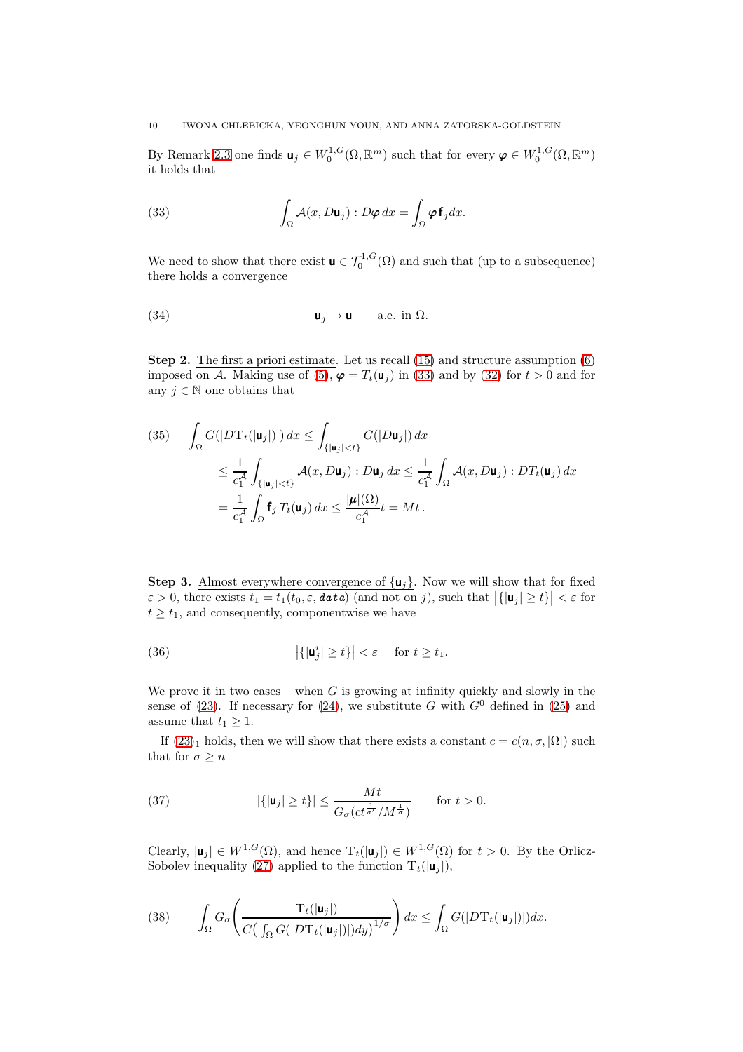By Remark 2.3 one finds $\mathsf{u}_j \in W_0^{1,G}(\Omega,\mathbb{R}^m)$ such that for every $\boldsymbol{\varphi} \in W_0^{1,G}(\Omega,\mathbb{R}^m)$ it holds that

$$\int_\Omega \mathcal{A}(x, D\mathsf{u}_j) : D\boldsymbol{\varphi}\, dx = \int_\Omega \boldsymbol{\varphi}\, \mathsf{f}_j dx. \tag{33}$$

We need to show that there exist $\mathsf{u} \in \mathcal{T}_0^{1,G}(\Omega)$ and such that (up to a subsequence) there holds a convergence

$$\mathsf{u}_j \to \mathsf{u} \qquad \text{a.e. in } \Omega. \tag{34}$$

**Step 2.** The first a priori estimate. Let us recall (15) and structure assumption (6) imposed on $\mathcal{A}$. Making use of (5), $\boldsymbol{\varphi} = T_t(\mathsf{u}_j)$ in (33) and by (32) for $t > 0$ and for any $j \in \mathbb{N}$ one obtains that

$$\begin{aligned}
\int_\Omega G(|D\mathrm{T}_t(|\mathsf{u}_j|)|)\, dx &\le \int_{\{|\mathsf{u}_j|<t\}} G(|D\mathsf{u}_j|)\, dx \\
&\le \frac{1}{c_1^{\mathcal{A}}} \int_{\{|\mathsf{u}_j|<t\}} \mathcal{A}(x, D\mathsf{u}_j) : D\mathsf{u}_j\, dx \le \frac{1}{c_1^{\mathcal{A}}} \int_\Omega \mathcal{A}(x, D\mathsf{u}_j) : DT_t(\mathsf{u}_j)\, dx \\
&= \frac{1}{c_1^{\mathcal{A}}} \int_\Omega \mathsf{f}_j\, T_t(\mathsf{u}_j)\, dx \le \frac{|\boldsymbol{\mu}|(\Omega)}{c_1^{\mathcal{A}}} t = Mt\,.
\end{aligned} \tag{35}$$

**Step 3.** Almost everywhere convergence of $\{\mathsf{u}_j\}$. Now we will show that for fixed $\varepsilon > 0$, there exists $t_1 = t_1(t_0, \varepsilon, \textit{\textbf{data}})$ (and not on $j$), such that $\left|\{|\mathsf{u}_j| \ge t\}\right| < \varepsilon$ for $t \ge t_1$, and consequently, componentwise we have

$$\left|\{|\mathsf{u}_j^i| \ge t\}\right| < \varepsilon \quad \text{ for } t \ge t_1. \tag{36}$$

We prove it in two cases – when $G$ is growing at infinity quickly and slowly in the sense of (23). If necessary for (24), we substitute $G$ with $G^0$ defined in (25) and assume that $t_1 \ge 1$.

If $(23)_1$ holds, then we will show that there exists a constant $c = c(n, \sigma, |\Omega|)$ such that for $\sigma \ge n$

$$|\{|\mathsf{u}_j| \ge t\}| \le \frac{Mt}{G_\sigma(ct^{\frac{1}{\sigma'}}/M^{\frac{1}{\sigma}})} \qquad \text{for } t > 0. \tag{37}$$

Clearly, $|\mathsf{u}_j| \in W^{1,G}(\Omega)$, and hence $\mathrm{T}_t(|\mathsf{u}_j|) \in W^{1,G}(\Omega)$ for $t > 0$. By the Orlicz-Sobolev inequality (27) applied to the function $\mathrm{T}_t(|\mathsf{u}_j|)$,

$$\int_\Omega G_\sigma\left(\frac{\mathrm{T}_t(|\mathsf{u}_j|)}{C\big(\int_\Omega G(|D\mathrm{T}_t(|\mathsf{u}_j|)|)dy\big)^{1/\sigma}}\right) dx \le \int_\Omega G(|D\mathrm{T}_t(|\mathsf{u}_j|)|)dx. \tag{38}$$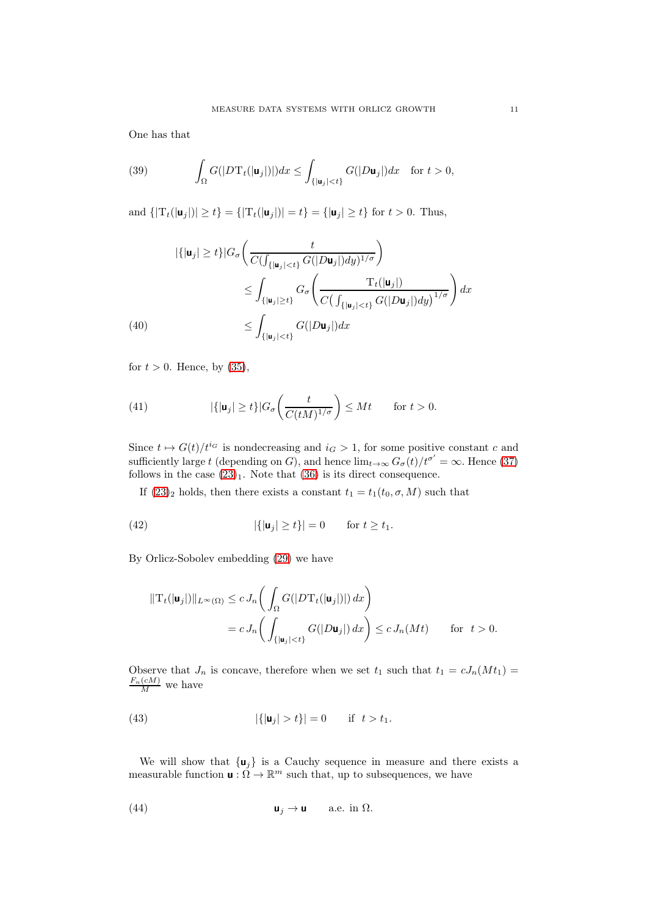One has that

$$\int_\Omega G(|D\mathrm{T}_t(|\mathbf{u}_j|)|)dx \le \int_{\{|\mathbf{u}_j|<t\}} G(|D\mathbf{u}_j|)dx \quad \text{for } t>0, \tag{39}$$

and $\{|\mathrm{T}_t(|\mathbf{u}_j|)| \ge t\} = \{|\mathrm{T}_t(|\mathbf{u}_j|)| = t\} = \{|\mathbf{u}_j| \ge t\}$ for $t>0$. Thus,

$$\begin{aligned}
|\{|\mathbf{u}_j| \ge t\}| G_\sigma\bigg(\frac{t}{C(\int_{\{|\mathbf{u}_j|<t\}} G(|D\mathbf{u}_j|)dy)^{1/\sigma}}\bigg)&\\
&\le \int_{\{|\mathbf{u}_j|\ge t\}} G_\sigma\Bigg(\frac{\mathrm{T}_t(|\mathbf{u}_j|)}{C\big(\int_{\{|\mathbf{u}_j|<t\}} G(|D\mathbf{u}_j|)dy\big)^{1/\sigma}}\Bigg)dx\\
&\le \int_{\{|\mathbf{u}_j|<t\}} G(|D\mathbf{u}_j|)dx
\end{aligned} \tag{40}$$

for $t>0$. Hence, by (35),

$$|\{|\mathbf{u}_j| \ge t\}| G_\sigma\bigg(\frac{t}{C(tM)^{1/\sigma}}\bigg) \le Mt \qquad \text{for } t>0. \tag{41}$$

Since $t \mapsto G(t)/t^{i_G}$ is nondecreasing and $i_G>1$, for some positive constant $c$ and sufficiently large $t$ (depending on $G$), and hence $\lim_{t\to\infty} G_\sigma(t)/t^{\sigma'} = \infty$. Hence (37) follows in the case $(23)_1$. Note that (36) is its direct consequence.

If $(23)_2$ holds, then there exists a constant $t_1 = t_1(t_0, \sigma, M)$ such that

$$|\{|\mathbf{u}_j| \ge t\}| = 0 \qquad \text{for } t \ge t_1. \tag{42}$$

By Orlicz-Sobolev embedding (29) we have

$$\begin{aligned}
\|\mathrm{T}_t(|\mathbf{u}_j|)\|_{L^\infty(\Omega)} &\le c\, J_n\bigg(\int_\Omega G(|D\mathrm{T}_t(|\mathbf{u}_j|)|)\,dx\bigg)\\
&= c\, J_n\bigg(\int_{\{|\mathbf{u}_j|<t\}} G(|D\mathbf{u}_j|)\,dx\bigg) \le c\, J_n(Mt) \qquad \text{for } \ t>0.
\end{aligned}$$

Observe that $J_n$ is concave, therefore when we set $t_1$ such that $t_1 = cJ_n(Mt_1) = \frac{F_n(cM)}{M}$ we have

$$|\{|\mathbf{u}_j| > t\}| = 0 \qquad \text{if } \ t > t_1. \tag{43}$$

We will show that $\{\mathbf{u}_j\}$ is a Cauchy sequence in measure and there exists a measurable function $\mathbf{u} : \Omega \to \mathbb{R}^m$ such that, up to subsequences, we have

$$\mathbf{u}_j \to \mathbf{u} \qquad \text{a.e. in } \Omega. \tag{44}$$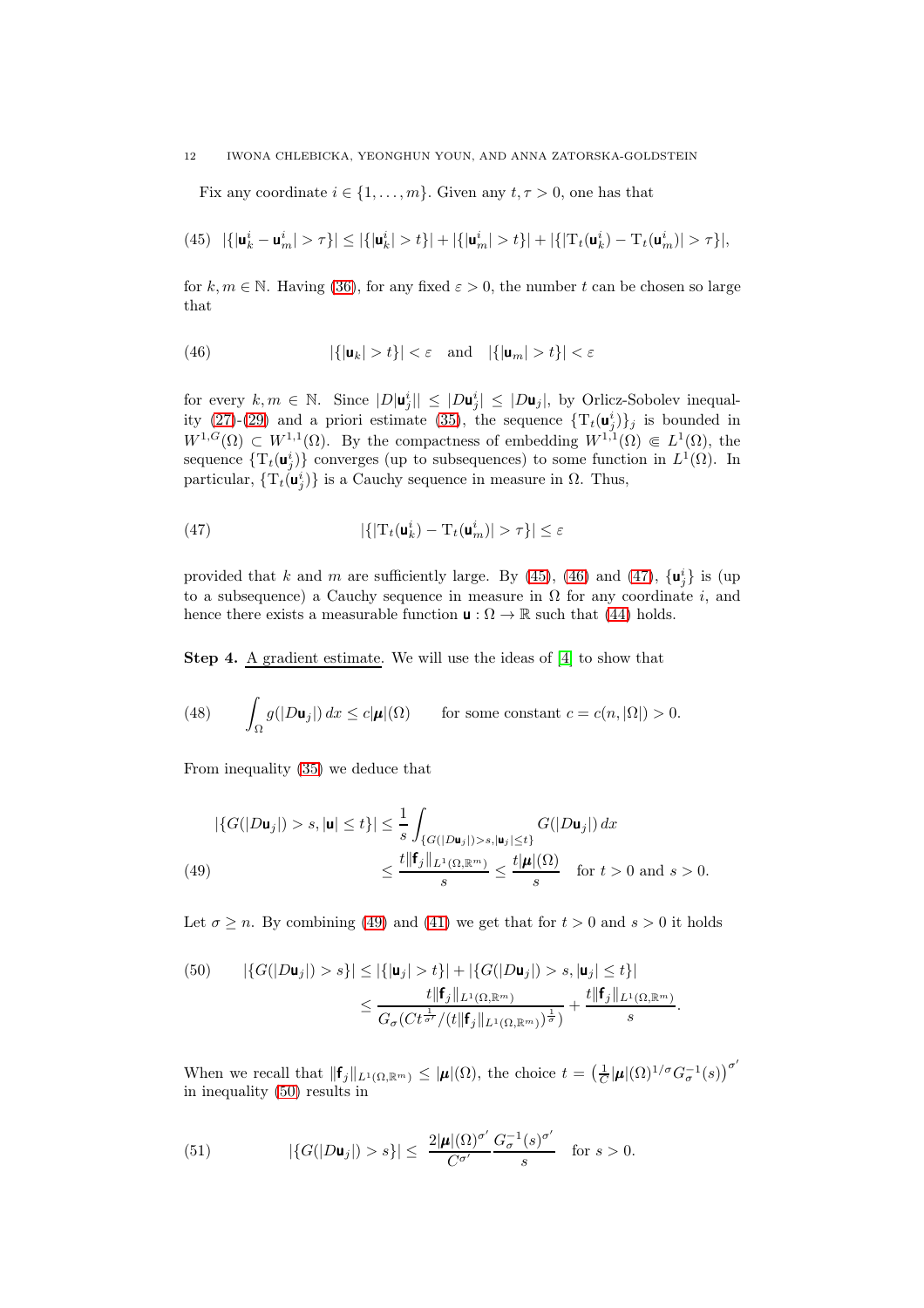Fix any coordinate $i \in \{1, \dots, m\}$. Given any $t, \tau > 0$, one has that

$$|\{|\mathsf{u}_k^i - \mathsf{u}_m^i| > \tau\}| \le |\{|\mathsf{u}_k^i| > t\}| + |\{|\mathsf{u}_m^i| > t\}| + |\{|\mathrm{T}_t(\mathsf{u}_k^i) - \mathrm{T}_t(\mathsf{u}_m^i)| > \tau\}|, \tag{45}$$

for $k, m \in \mathbb{N}$. Having (36), for any fixed $\varepsilon > 0$, the number $t$ can be chosen so large that

$$|\{|\mathsf{u}_k| > t\}| < \varepsilon \quad \text{and} \quad |\{|\mathsf{u}_m| > t\}| < \varepsilon \tag{46}$$

for every $k, m \in \mathbb{N}$. Since $|D|\mathsf{u}_j^i|| \le |D\mathsf{u}_j^i| \le |D\mathsf{u}_j|$, by Orlicz-Sobolev inequality (27)-(29) and a priori estimate (35), the sequence $\{\mathrm{T}_t(\mathsf{u}_j^i)\}_j$ is bounded in $W^{1,G}(\Omega) \subset W^{1,1}(\Omega)$. By the compactness of embedding $W^{1,1}(\Omega) \Subset L^1(\Omega)$, the sequence $\{\mathrm{T}_t(\mathsf{u}_j^i)\}$ converges (up to subsequences) to some function in $L^1(\Omega)$. In particular, $\{\mathrm{T}_t(\mathsf{u}_j^i)\}$ is a Cauchy sequence in measure in $\Omega$. Thus,

$$|\{|\mathrm{T}_t(\mathsf{u}_k^i) - \mathrm{T}_t(\mathsf{u}_m^i)| > \tau\}| \le \varepsilon \tag{47}$$

provided that $k$ and $m$ are sufficiently large. By (45), (46) and (47), $\{\mathsf{u}_j^i\}$ is (up to a subsequence) a Cauchy sequence in measure in $\Omega$ for any coordinate $i$, and hence there exists a measurable function $\mathsf{u} : \Omega \to \mathbb{R}$ such that (44) holds.

**Step 4.** A gradient estimate. We will use the ideas of [4] to show that

$$\int_\Omega g(|D\mathsf{u}_j|)\, dx \le c|\boldsymbol{\mu}|(\Omega) \qquad \text{for some constant } c = c(n, |\Omega|) > 0. \tag{48}$$

From inequality (35) we deduce that

$$\begin{aligned} |\{G(|D\mathsf{u}_j|) > s, |\mathsf{u}| \le t\}| &\le \frac{1}{s} \int_{\{G(|D\mathsf{u}_j|) > s, |\mathsf{u}_j| \le t\}} G(|D\mathsf{u}_j|)\, dx \\ &\le \frac{t\|\mathbf{f}_j\|_{L^1(\Omega,\mathbb{R}^m)}}{s} \le \frac{t|\boldsymbol{\mu}|(\Omega)}{s} \quad \text{for } t > 0 \text{ and } s > 0. \end{aligned} \tag{49}$$

Let $\sigma \ge n$. By combining (49) and (41) we get that for $t > 0$ and $s > 0$ it holds

$$\begin{aligned} |\{G(|D\mathsf{u}_j|) > s\}| &\le |\{|\mathsf{u}_j| > t\}| + |\{G(|D\mathsf{u}_j|) > s, |\mathsf{u}_j| \le t\}| \\ &\le \frac{t\|\mathbf{f}_j\|_{L^1(\Omega,\mathbb{R}^m)}}{G_\sigma(Ct^{\frac{1}{\sigma'}}/(t\|\mathbf{f}_j\|_{L^1(\Omega,\mathbb{R}^m)})^{\frac{1}{\sigma}})} + \frac{t\|\mathbf{f}_j\|_{L^1(\Omega,\mathbb{R}^m)}}{s}. \end{aligned} \tag{50}$$

When we recall that $\|\mathbf{f}_j\|_{L^1(\Omega,\mathbb{R}^m)} \le |\boldsymbol{\mu}|(\Omega)$, the choice $t = \left(\frac{1}{C}|\boldsymbol{\mu}|(\Omega)^{1/\sigma} G_\sigma^{-1}(s)\right)^{\sigma'}$ in inequality (50) results in

$$|\{G(|D\mathsf{u}_j|) > s\}| \le \frac{2|\boldsymbol{\mu}|(\Omega)^{\sigma'}}{C^{\sigma'}} \frac{G_\sigma^{-1}(s)^{\sigma'}}{s} \quad \text{for } s > 0. \tag{51}$$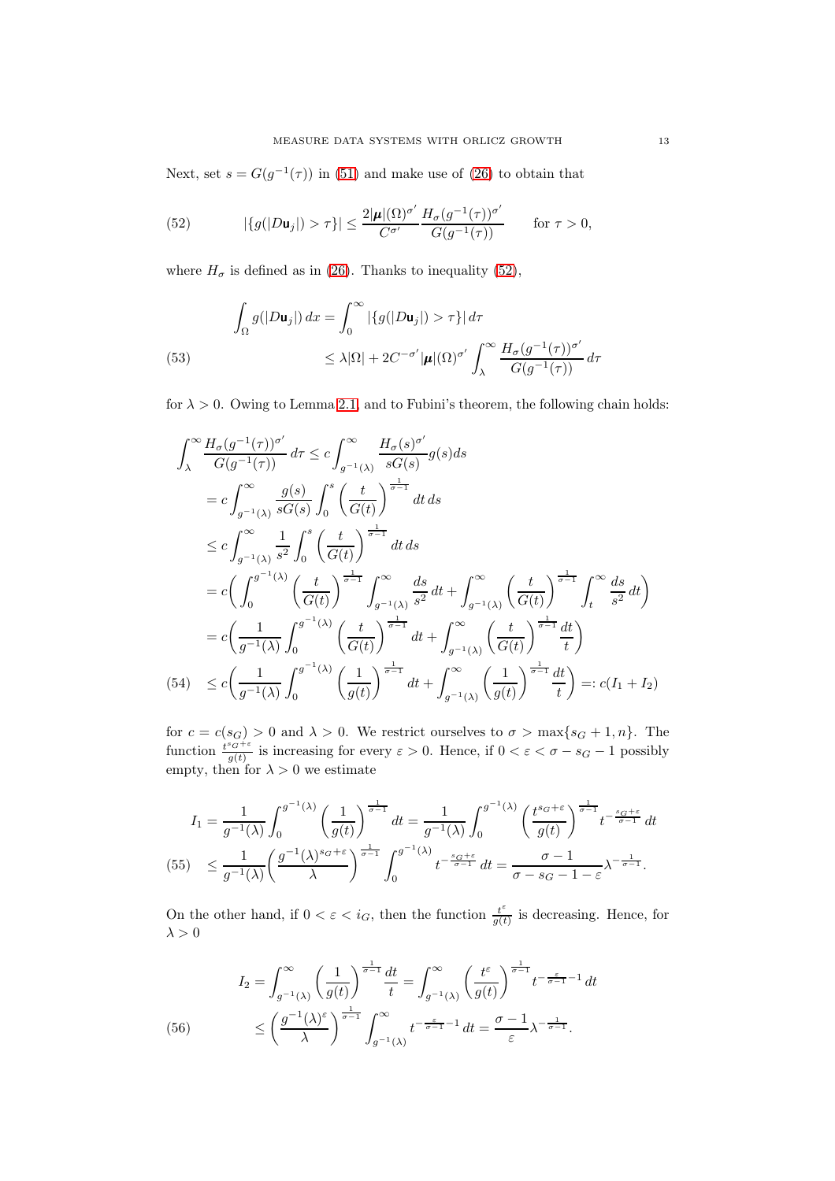Next, set $s = G(g^{-1}(\tau))$ in (51) and make use of (26) to obtain that

$$|\{g(|D\mathbf{u}_j|) > \tau\}| \le \frac{2|\boldsymbol{\mu}|(\Omega)^{\sigma'}}{C^{\sigma'}} \frac{H_\sigma(g^{-1}(\tau))^{\sigma'}}{G(g^{-1}(\tau))} \qquad \text{for } \tau > 0, \tag{52}$$

where $H_\sigma$ is defined as in (26). Thanks to inequality (52),

$$\begin{aligned}\int_\Omega g(|D\mathbf{u}_j|)\,dx &= \int_0^\infty |\{g(|D\mathbf{u}_j|) > \tau\}|\,d\tau \\ &\le \lambda|\Omega| + 2C^{-\sigma'}|\boldsymbol{\mu}|(\Omega)^{\sigma'} \int_\lambda^\infty \frac{H_\sigma(g^{-1}(\tau))^{\sigma'}}{G(g^{-1}(\tau))}\,d\tau\end{aligned} \tag{53}$$

for $\lambda > 0$. Owing to Lemma 2.1, and to Fubini's theorem, the following chain holds:

$$\begin{aligned}\int_\lambda^\infty \frac{H_\sigma(g^{-1}(\tau))^{\sigma'}}{G(g^{-1}(\tau))}\,d\tau &\le c\int_{g^{-1}(\lambda)}^\infty \frac{H_\sigma(s)^{\sigma'}}{sG(s)} g(s)ds \\ &= c\int_{g^{-1}(\lambda)}^\infty \frac{g(s)}{sG(s)} \int_0^s \left(\frac{t}{G(t)}\right)^{\frac{1}{\sigma-1}} dt\,ds \\ &\le c\int_{g^{-1}(\lambda)}^\infty \frac{1}{s^2} \int_0^s \left(\frac{t}{G(t)}\right)^{\frac{1}{\sigma-1}} dt\,ds \\ &= c\bigg(\int_0^{g^{-1}(\lambda)} \left(\frac{t}{G(t)}\right)^{\frac{1}{\sigma-1}} \int_{g^{-1}(\lambda)}^\infty \frac{ds}{s^2}\,dt + \int_{g^{-1}(\lambda)}^\infty \left(\frac{t}{G(t)}\right)^{\frac{1}{\sigma-1}} \int_t^\infty \frac{ds}{s^2}\,dt\bigg) \\ &= c\bigg(\frac{1}{g^{-1}(\lambda)} \int_0^{g^{-1}(\lambda)} \left(\frac{t}{G(t)}\right)^{\frac{1}{\sigma-1}} dt + \int_{g^{-1}(\lambda)}^\infty \left(\frac{t}{G(t)}\right)^{\frac{1}{\sigma-1}} \frac{dt}{t}\bigg) \\ &\le c\bigg(\frac{1}{g^{-1}(\lambda)} \int_0^{g^{-1}(\lambda)} \left(\frac{1}{g(t)}\right)^{\frac{1}{\sigma-1}} dt + \int_{g^{-1}(\lambda)}^\infty \left(\frac{1}{g(t)}\right)^{\frac{1}{\sigma-1}} \frac{dt}{t}\bigg) =: c(I_1 + I_2)\end{aligned} \tag{54}$$

for $c = c(s_G) > 0$ and $\lambda > 0$. We restrict ourselves to $\sigma > \max\{s_G + 1, n\}$. The function $\frac{t^{s_G+\varepsilon}}{g(t)}$ is increasing for every $\varepsilon > 0$. Hence, if $0 < \varepsilon < \sigma - s_G - 1$ possibly empty, then for $\lambda > 0$ we estimate

$$\begin{aligned}I_1 &= \frac{1}{g^{-1}(\lambda)} \int_0^{g^{-1}(\lambda)} \left(\frac{1}{g(t)}\right)^{\frac{1}{\sigma-1}} dt = \frac{1}{g^{-1}(\lambda)} \int_0^{g^{-1}(\lambda)} \left(\frac{t^{s_G+\varepsilon}}{g(t)}\right)^{\frac{1}{\sigma-1}} t^{-\frac{s_G+\varepsilon}{\sigma-1}}\,dt \\ &\le \frac{1}{g^{-1}(\lambda)} \bigg(\frac{g^{-1}(\lambda)^{s_G+\varepsilon}}{\lambda}\bigg)^{\frac{1}{\sigma-1}} \int_0^{g^{-1}(\lambda)} t^{-\frac{s_G+\varepsilon}{\sigma-1}}\,dt = \frac{\sigma-1}{\sigma - s_G - 1 - \varepsilon} \lambda^{-\frac{1}{\sigma-1}}.\end{aligned} \tag{55}$$

On the other hand, if $0 < \varepsilon < i_G$, then the function $\frac{t^\varepsilon}{g(t)}$ is decreasing. Hence, for $\lambda > 0$

$$\begin{aligned}I_2 &= \int_{g^{-1}(\lambda)}^\infty \left(\frac{1}{g(t)}\right)^{\frac{1}{\sigma-1}} \frac{dt}{t} = \int_{g^{-1}(\lambda)}^\infty \left(\frac{t^\varepsilon}{g(t)}\right)^{\frac{1}{\sigma-1}} t^{-\frac{\varepsilon}{\sigma-1}-1}\,dt \\ &\le \left(\frac{g^{-1}(\lambda)^\varepsilon}{\lambda}\right)^{\frac{1}{\sigma-1}} \int_{g^{-1}(\lambda)}^\infty t^{-\frac{\varepsilon}{\sigma-1}-1}\,dt = \frac{\sigma-1}{\varepsilon} \lambda^{-\frac{1}{\sigma-1}}.\end{aligned} \tag{56}$$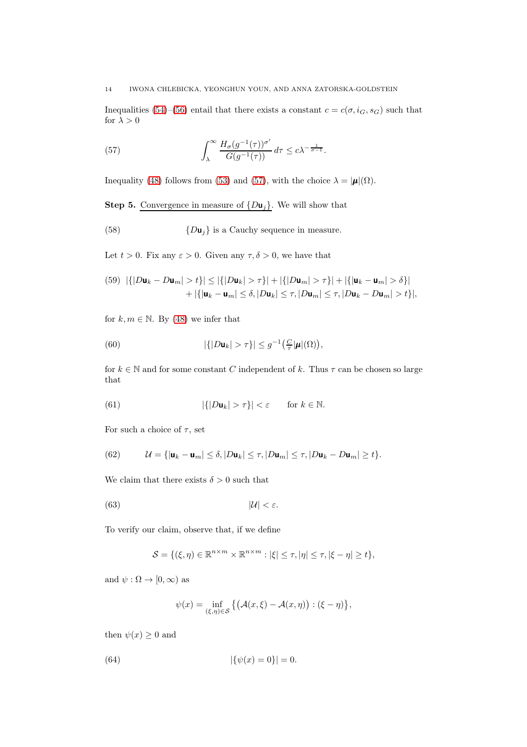Inequalities (54)–(56) entail that there exists a constant $c = c(\sigma, i_G, s_G)$ such that for $\lambda > 0$

$$\int_\lambda^\infty \frac{H_\sigma(g^{-1}(\tau))^{\sigma'}}{G(g^{-1}(\tau))}\, d\tau \le c\lambda^{-\frac{1}{\sigma-1}}. \tag{57}$$

Inequality (48) follows from (53) and (57), with the choice $\lambda = |\boldsymbol{\mu}|(\Omega)$.

**Step 5.** Convergence in measure of $\{D\mathsf{u}_j\}$. We will show that

$$\{D\mathsf{u}_j\} \text{ is a Cauchy sequence in measure.} \tag{58}$$

Let $t > 0$. Fix any $\varepsilon > 0$. Given any $\tau, \delta > 0$, we have that

$$\begin{aligned} |\{|D\mathsf{u}_k - D\mathsf{u}_m| > t\}| \le |\{|D\mathsf{u}_k| > \tau\}| + |\{|D\mathsf{u}_m| > \tau\}| + |\{|\mathsf{u}_k - \mathsf{u}_m| > \delta\}| \\ + |\{|\mathsf{u}_k - \mathsf{u}_m| \le \delta, |D\mathsf{u}_k| \le \tau, |D\mathsf{u}_m| \le \tau, |D\mathsf{u}_k - D\mathsf{u}_m| > t\}|, \end{aligned} \tag{59}$$

for $k, m \in \mathbb{N}$. By (48) we infer that

$$|\{|D\mathsf{u}_k| > \tau\}| \le g^{-1}\big(\tfrac{C}{\tau}|\boldsymbol{\mu}|(\Omega)\big), \tag{60}$$

for $k \in \mathbb{N}$ and for some constant $C$ independent of $k$. Thus $\tau$ can be chosen so large that

$$|\{|D\mathsf{u}_k| > \tau\}| < \varepsilon \qquad \text{for } k \in \mathbb{N}. \tag{61}$$

For such a choice of $\tau$, set

$$\mathcal{U} = \{|\mathsf{u}_k - \mathsf{u}_m| \le \delta, |D\mathsf{u}_k| \le \tau, |D\mathsf{u}_m| \le \tau, |D\mathsf{u}_k - D\mathsf{u}_m| \ge t\}. \tag{62}$$

We claim that there exists $\delta > 0$ such that

$$|\mathcal{U}| < \varepsilon. \tag{63}$$

To verify our claim, observe that, if we define

$$\mathcal{S} = \{(\xi, \eta) \in \mathbb{R}^{n\times m} \times \mathbb{R}^{n\times m} : |\xi| \le \tau, |\eta| \le \tau, |\xi - \eta| \ge t\},$$

and $\psi : \Omega \to [0, \infty)$ as

$$\psi(x) = \inf_{(\xi,\eta)\in\mathcal{S}} \big\{\big(\mathcal{A}(x,\xi) - \mathcal{A}(x,\eta)\big) : (\xi - \eta)\big\},$$

then $\psi(x) \ge 0$ and

$$|\{\psi(x) = 0\}| = 0. \tag{64}$$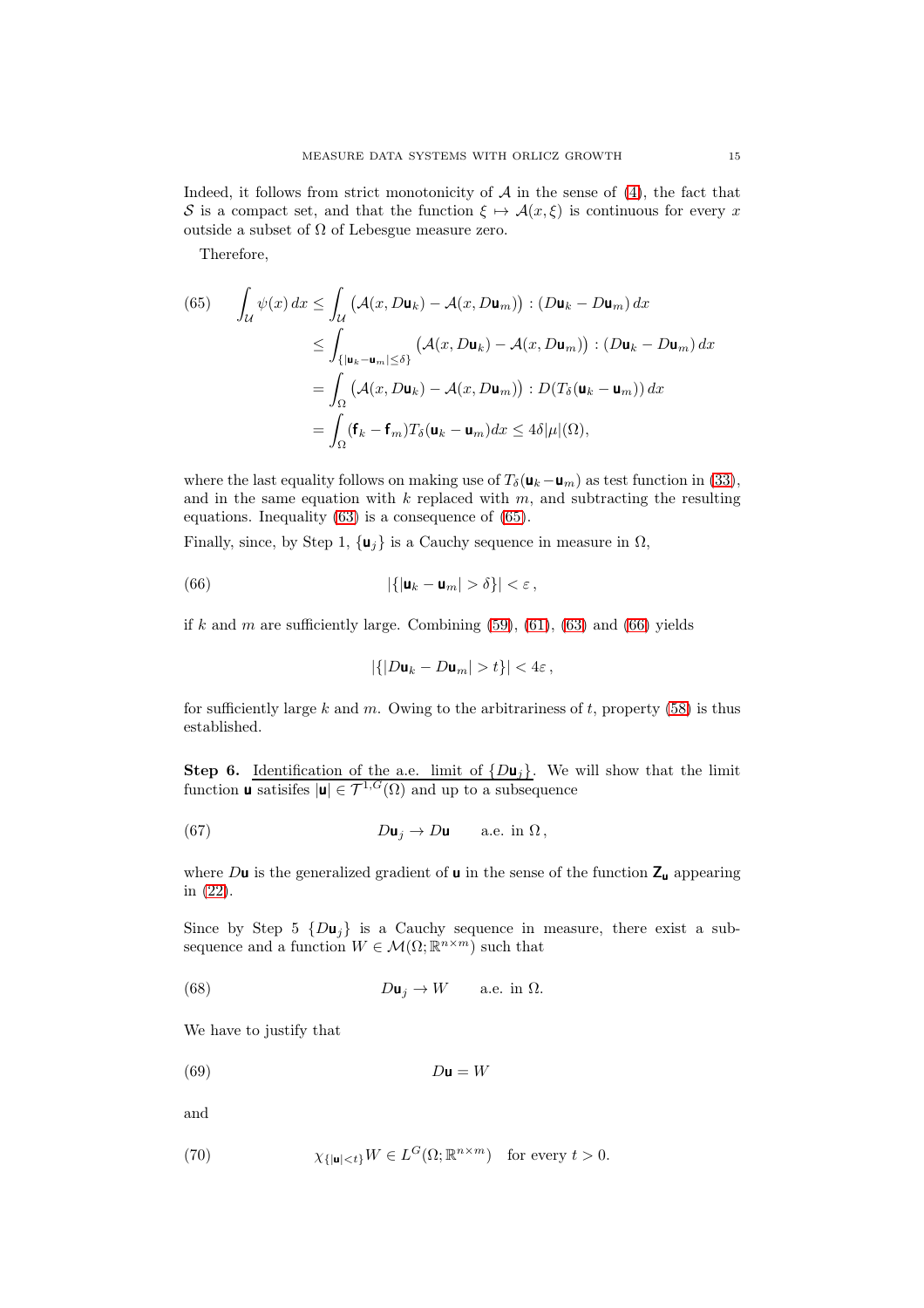Indeed, it follows from strict monotonicity of $\mathcal{A}$ in the sense of (4), the fact that $\mathcal{S}$ is a compact set, and that the function $\xi \mapsto \mathcal{A}(x, \xi)$ is continuous for every $x$ outside a subset of $\Omega$ of Lebesgue measure zero.

Therefore,

$$
\begin{aligned}
\int_{\mathcal{U}} \psi(x)\, dx &\le \int_{\mathcal{U}} \big(\mathcal{A}(x, D\mathbf{u}_k) - \mathcal{A}(x, D\mathbf{u}_m)\big) : (D\mathbf{u}_k - D\mathbf{u}_m)\, dx \\
&\le \int_{\{|\mathbf{u}_k - \mathbf{u}_m| \le \delta\}} \big(\mathcal{A}(x, D\mathbf{u}_k) - \mathcal{A}(x, D\mathbf{u}_m)\big) : (D\mathbf{u}_k - D\mathbf{u}_m)\, dx \\
&= \int_{\Omega} \big(\mathcal{A}(x, D\mathbf{u}_k) - \mathcal{A}(x, D\mathbf{u}_m)\big) : D(T_\delta(\mathbf{u}_k - \mathbf{u}_m))\, dx \\
&= \int_{\Omega} (\mathbf{f}_k - \mathbf{f}_m) T_\delta(\mathbf{u}_k - \mathbf{u}_m) dx \le 4\delta |\mu|(\Omega),
\end{aligned} \tag{65}
$$

where the last equality follows on making use of $T_\delta(\mathbf{u}_k - \mathbf{u}_m)$ as test function in (33), and in the same equation with $k$ replaced with $m$, and subtracting the resulting equations. Inequality (63) is a consequence of (65).

Finally, since, by Step 1, $\{\mathbf{u}_j\}$ is a Cauchy sequence in measure in $\Omega$,

$$
|\{|\mathbf{u}_k - \mathbf{u}_m| > \delta\}| < \varepsilon\,, \tag{66}
$$

if $k$ and $m$ are sufficiently large. Combining (59), (61), (63) and (66) yields

$$
|\{|D\mathbf{u}_k - D\mathbf{u}_m| > t\}| < 4\varepsilon\,,
$$

for sufficiently large $k$ and $m$. Owing to the arbitrariness of $t$, property (58) is thus established.

**Step 6.** Identification of the a.e. limit of $\{D\mathbf{u}_j\}$. We will show that the limit function $\mathbf{u}$ satisifes $|\mathbf{u}| \in \mathcal{T}^{1,G}(\Omega)$ and up to a subsequence

$$
D\mathbf{u}_j \to D\mathbf{u} \qquad \text{a.e. in } \Omega\,, \tag{67}
$$

where $D\mathbf{u}$ is the generalized gradient of $\mathbf{u}$ in the sense of the function $\mathbf{Z}_\mathbf{u}$ appearing in (22).

Since by Step 5 $\{D\mathbf{u}_j\}$ is a Cauchy sequence in measure, there exist a subsequence and a function $W \in \mathcal{M}(\Omega; \mathbb{R}^{n\times m})$ such that

$$
D\mathbf{u}_j \to W \qquad \text{a.e. in } \Omega. \tag{68}
$$

We have to justify that

$$
D\mathbf{u} = W \tag{69}
$$

and

$$
\chi_{\{|\mathbf{u}|<t\}} W \in L^G(\Omega; \mathbb{R}^{n\times m}) \quad \text{for every } t > 0. \tag{70}
$$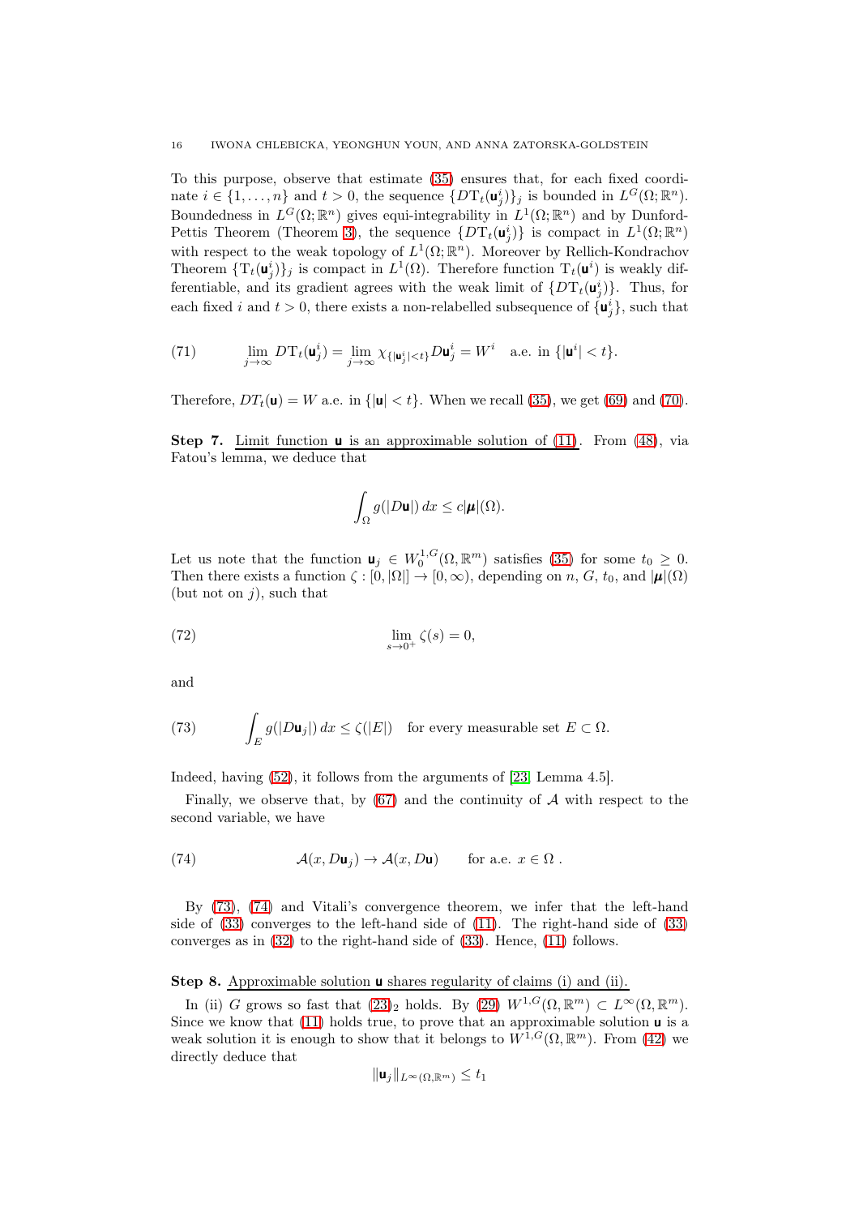To this purpose, observe that estimate (35) ensures that, for each fixed coordinate $i \in \{1, \ldots, n\}$ and $t > 0$, the sequence $\{D\mathrm{T}_t(\mathbf{u}_j^i)\}_j$ is bounded in $L^G(\Omega; \mathbb{R}^n)$. Boundedness in $L^G(\Omega; \mathbb{R}^n)$ gives equi-integrability in $L^1(\Omega; \mathbb{R}^n)$ and by Dunford-Pettis Theorem (Theorem 3), the sequence $\{D\mathrm{T}_t(\mathbf{u}_j^i)\}$ is compact in $L^1(\Omega; \mathbb{R}^n)$ with respect to the weak topology of $L^1(\Omega; \mathbb{R}^n)$. Moreover by Rellich-Kondrachov Theorem $\{\mathrm{T}_t(\mathbf{u}_j^i)\}_j$ is compact in $L^1(\Omega)$. Therefore function $\mathrm{T}_t(\mathbf{u}^i)$ is weakly differentiable, and its gradient agrees with the weak limit of $\{D\mathrm{T}_t(\mathbf{u}_j^i)\}$. Thus, for each fixed $i$ and $t > 0$, there exists a non-relabelled subsequence of $\{\mathbf{u}_j^i\}$, such that

$$
\lim_{j\to\infty} D\mathrm{T}_t(\mathbf{u}_j^i) = \lim_{j\to\infty} \chi_{\{|\mathbf{u}_j^i|<t\}} D\mathbf{u}_j^i = W^i \quad \text{a.e. in } \{|\mathbf{u}^i| < t\}. \tag{71}
$$

Therefore, $DT_t(\mathbf{u}) = W$ a.e. in $\{|\mathbf{u}| < t\}$. When we recall (35), we get (69) and (70).

**Step 7.** Limit function $\mathbf{u}$ is an approximable solution of (11). From (48), via Fatou's lemma, we deduce that

$$
\int_\Omega g(|D\mathbf{u}|)\, dx \le c|\boldsymbol{\mu}|(\Omega).
$$

Let us note that the function $\mathbf{u}_j \in W_0^{1,G}(\Omega, \mathbb{R}^m)$ satisfies (35) for some $t_0 \ge 0$. Then there exists a function $\zeta : [0, |\Omega|] \to [0, \infty)$, depending on $n$, $G$, $t_0$, and $|\boldsymbol{\mu}|(\Omega)$ (but not on $j$), such that

$$
\lim_{s\to 0^+} \zeta(s) = 0, \tag{72}
$$

and

$$
\int_E g(|D\mathbf{u}_j|)\, dx \le \zeta(|E|) \quad \text{for every measurable set } E \subset \Omega. \tag{73}
$$

Indeed, having (52), it follows from the arguments of [23, Lemma 4.5].

Finally, we observe that, by (67) and the continuity of $\mathcal{A}$ with respect to the second variable, we have

$$
\mathcal{A}(x, D\mathbf{u}_j) \to \mathcal{A}(x, D\mathbf{u}) \qquad \text{for a.e. } x \in \Omega\,. \tag{74}
$$

By (73), (74) and Vitali's convergence theorem, we infer that the left-hand side of (33) converges to the left-hand side of (11). The right-hand side of (33) converges as in (32) to the right-hand side of (33). Hence, (11) follows.

**Step 8.** Approximable solution $\mathbf{u}$ shares regularity of claims (i) and (ii).

In (ii) $G$ grows so fast that $(23)_2$ holds. By (29) $W^{1,G}(\Omega, \mathbb{R}^m) \subset L^\infty(\Omega, \mathbb{R}^m)$. Since we know that (11) holds true, to prove that an approximable solution $\mathbf{u}$ is a weak solution it is enough to show that it belongs to $W^{1,G}(\Omega, \mathbb{R}^m)$. From (42) we directly deduce that

$$
\|\mathbf{u}_j\|_{L^\infty(\Omega, \mathbb{R}^m)} \le t_1
$$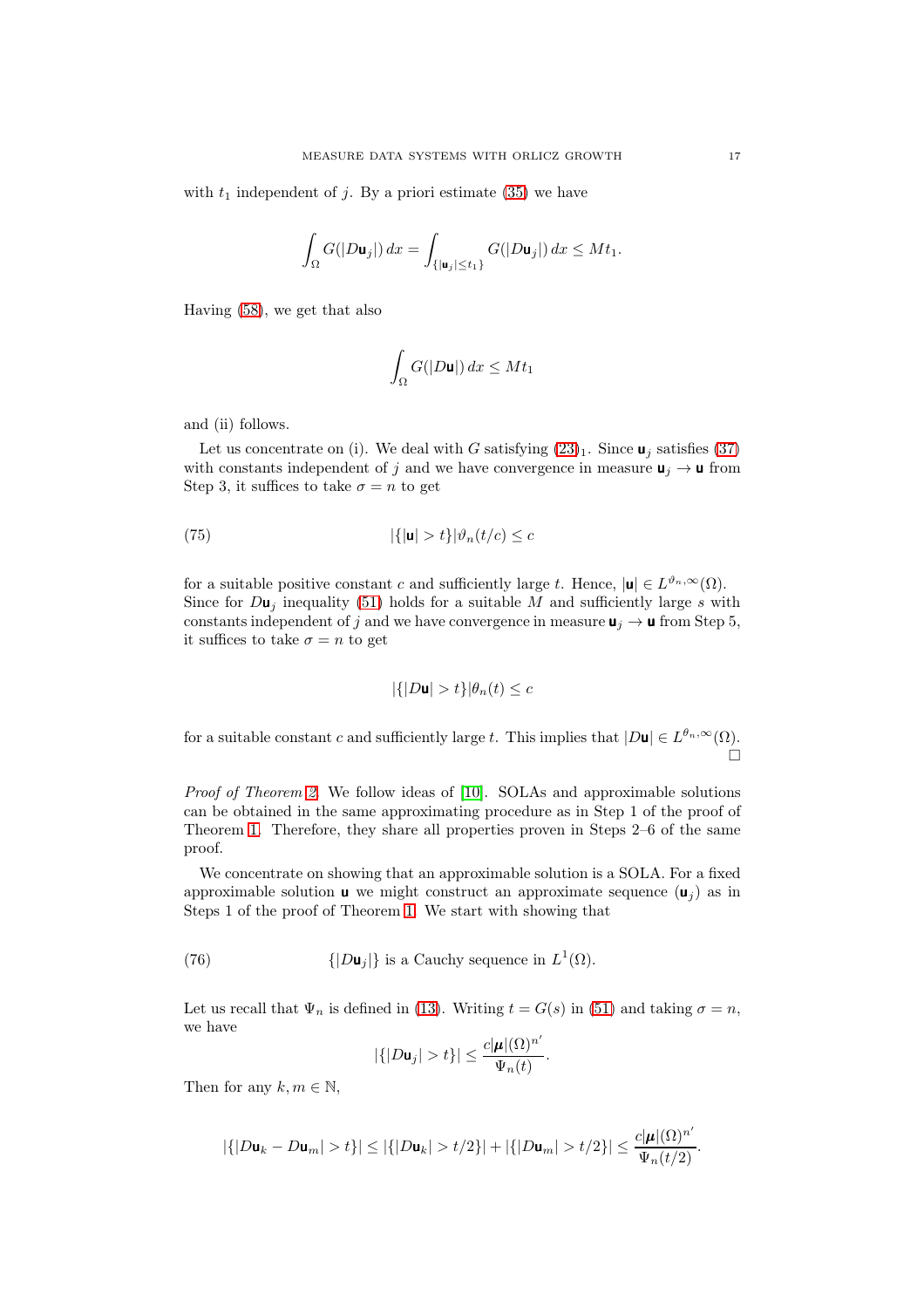with $t_1$ independent of $j$. By a priori estimate (35) we have

$$\int_\Omega G(|D\mathbf{u}_j|)\,dx = \int_{\{|\mathbf{u}_j|\le t_1\}} G(|D\mathbf{u}_j|)\,dx \le Mt_1.$$

Having (58), we get that also

$$\int_\Omega G(|D\mathbf{u}|)\,dx \le Mt_1$$

and (ii) follows.

Let us concentrate on (i). We deal with $G$ satisfying $(23)_1$. Since $\mathbf{u}_j$ satisfies (37) with constants independent of $j$ and we have convergence in measure $\mathbf{u}_j \to \mathbf{u}$ from Step 3, it suffices to take $\sigma = n$ to get

$$|\{|\mathbf{u}| > t\}|\vartheta_n(t/c) \le c \tag{75}$$

for a suitable positive constant $c$ and sufficiently large $t$. Hence, $|\mathbf{u}| \in L^{\vartheta_n,\infty}(\Omega)$. Since for $D\mathbf{u}_j$ inequality (51) holds for a suitable $M$ and sufficiently large $s$ with constants independent of $j$ and we have convergence in measure $\mathbf{u}_j \to \mathbf{u}$ from Step 5, it suffices to take $\sigma = n$ to get

$$|\{|D\mathbf{u}| > t\}|\theta_n(t) \le c$$

for a suitable constant $c$ and sufficiently large $t$. This implies that $|D\mathbf{u}| \in L^{\theta_n,\infty}(\Omega)$. $\square$

*Proof of Theorem 2.* We follow ideas of [10]. SOLAs and approximable solutions can be obtained in the same approximating procedure as in Step 1 of the proof of Theorem 1. Therefore, they share all properties proven in Steps 2–6 of the same proof.

We concentrate on showing that an approximable solution is a SOLA. For a fixed approximable solution $\mathbf{u}$ we might construct an approximate sequence $(\mathbf{u}_j)$ as in Steps 1 of the proof of Theorem 1. We start with showing that

$$\{|D\mathbf{u}_j|\} \text{ is a Cauchy sequence in } L^1(\Omega). \tag{76}$$

Let us recall that $\Psi_n$ is defined in (13). Writing $t = G(s)$ in (51) and taking $\sigma = n$, we have

$$|\{|D\mathbf{u}_j| > t\}| \le \frac{c|\boldsymbol{\mu}|(\Omega)^{n'}}{\Psi_n(t)}.$$

Then for any $k, m \in \mathbb{N}$,

$$|\{|D\mathbf{u}_k - D\mathbf{u}_m| > t\}| \le |\{|D\mathbf{u}_k| > t/2\}| + |\{|D\mathbf{u}_m| > t/2\}| \le \frac{c|\boldsymbol{\mu}|(\Omega)^{n'}}{\Psi_n(t/2)}.$$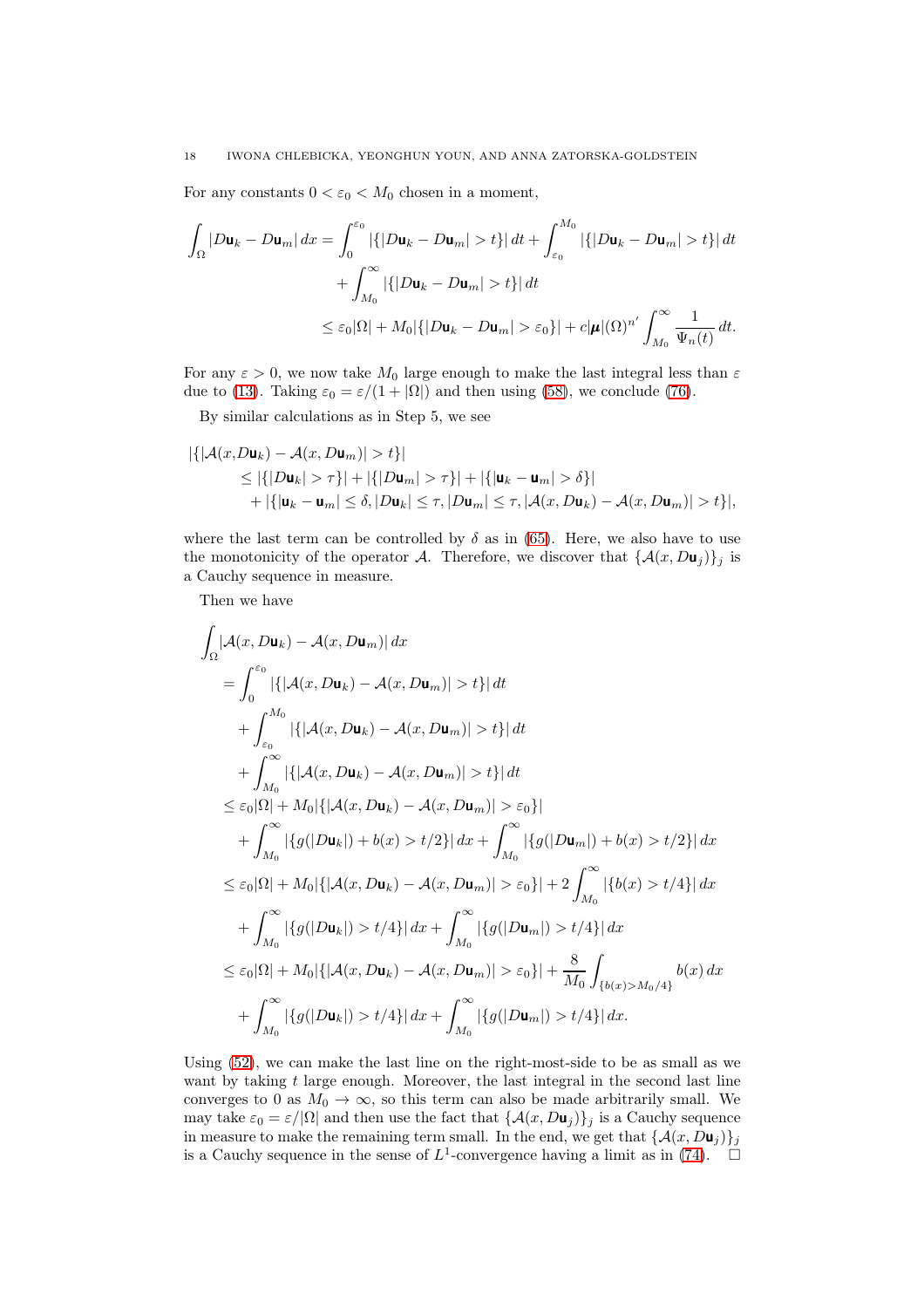For any constants $0 < \varepsilon_0 < M_0$ chosen in a moment,

$$
\begin{aligned}
\int_\Omega |D\mathsf{u}_k - D\mathsf{u}_m|\,dx &= \int_0^{\varepsilon_0} |\{|D\mathsf{u}_k - D\mathsf{u}_m| > t\}|\,dt + \int_{\varepsilon_0}^{M_0} |\{|D\mathsf{u}_k - D\mathsf{u}_m| > t\}|\,dt \\
&\quad + \int_{M_0}^{\infty} |\{|D\mathsf{u}_k - D\mathsf{u}_m| > t\}|\,dt \\
&\le \varepsilon_0|\Omega| + M_0|\{|D\mathsf{u}_k - D\mathsf{u}_m| > \varepsilon_0\}| + c|\boldsymbol{\mu}|(\Omega)^{n'} \int_{M_0}^{\infty} \frac{1}{\Psi_n(t)}\,dt.
\end{aligned}
$$

For any $\varepsilon > 0$, we now take $M_0$ large enough to make the last integral less than $\varepsilon$ due to (13). Taking $\varepsilon_0 = \varepsilon/(1+|\Omega|)$ and then using (58), we conclude (76).

By similar calculations as in Step 5, we see

$$
\begin{aligned}
&|\{|\mathcal{A}(x, D\mathsf{u}_k) - \mathcal{A}(x, D\mathsf{u}_m)| > t\}| \\
&\qquad \le |\{|D\mathsf{u}_k| > \tau\}| + |\{|D\mathsf{u}_m| > \tau\}| + |\{|\mathsf{u}_k - \mathsf{u}_m| > \delta\}| \\
&\qquad\quad + |\{|\mathsf{u}_k - \mathsf{u}_m| \le \delta, |D\mathsf{u}_k| \le \tau, |D\mathsf{u}_m| \le \tau, |\mathcal{A}(x, D\mathsf{u}_k) - \mathcal{A}(x, D\mathsf{u}_m)| > t\}|,
\end{aligned}
$$

where the last term can be controlled by $\delta$ as in (65). Here, we also have to use the monotonicity of the operator $\mathcal{A}$. Therefore, we discover that $\{\mathcal{A}(x, D\mathsf{u}_j)\}_j$ is a Cauchy sequence in measure.

Then we have

$$
\begin{aligned}
&\int_\Omega |\mathcal{A}(x, D\mathsf{u}_k) - \mathcal{A}(x, D\mathsf{u}_m)|\,dx \\
&= \int_0^{\varepsilon_0} |\{|\mathcal{A}(x, D\mathsf{u}_k) - \mathcal{A}(x, D\mathsf{u}_m)| > t\}|\,dt \\
&\quad + \int_{\varepsilon_0}^{M_0} |\{|\mathcal{A}(x, D\mathsf{u}_k) - \mathcal{A}(x, D\mathsf{u}_m)| > t\}|\,dt \\
&\quad + \int_{M_0}^{\infty} |\{|\mathcal{A}(x, D\mathsf{u}_k) - \mathcal{A}(x, D\mathsf{u}_m)| > t\}|\,dt \\
&\le \varepsilon_0|\Omega| + M_0|\{|\mathcal{A}(x, D\mathsf{u}_k) - \mathcal{A}(x, D\mathsf{u}_m)| > \varepsilon_0\}| \\
&\quad + \int_{M_0}^{\infty} |\{g(|D\mathsf{u}_k|) + b(x) > t/2\}|\,dx + \int_{M_0}^{\infty} |\{g(|D\mathsf{u}_m|) + b(x) > t/2\}|\,dx \\
&\le \varepsilon_0|\Omega| + M_0|\{|\mathcal{A}(x, D\mathsf{u}_k) - \mathcal{A}(x, D\mathsf{u}_m)| > \varepsilon_0\}| + 2\int_{M_0}^{\infty} |\{b(x) > t/4\}|\,dx \\
&\quad + \int_{M_0}^{\infty} |\{g(|D\mathsf{u}_k|) > t/4\}|\,dx + \int_{M_0}^{\infty} |\{g(|D\mathsf{u}_m|) > t/4\}|\,dx \\
&\le \varepsilon_0|\Omega| + M_0|\{|\mathcal{A}(x, D\mathsf{u}_k) - \mathcal{A}(x, D\mathsf{u}_m)| > \varepsilon_0\}| + \frac{8}{M_0}\int_{\{b(x) > M_0/4\}} b(x)\,dx \\
&\quad + \int_{M_0}^{\infty} |\{g(|D\mathsf{u}_k|) > t/4\}|\,dx + \int_{M_0}^{\infty} |\{g(|D\mathsf{u}_m|) > t/4\}|\,dx.
\end{aligned}
$$

Using (52), we can make the last line on the right-most-side to be as small as we want by taking $t$ large enough. Moreover, the last integral in the second last line converges to 0 as $M_0 \to \infty$, so this term can also be made arbitrarily small. We may take $\varepsilon_0 = \varepsilon/|\Omega|$ and then use the fact that $\{\mathcal{A}(x, D\mathsf{u}_j)\}_j$ is a Cauchy sequence in measure to make the remaining term small. In the end, we get that $\{\mathcal{A}(x, D\mathsf{u}_j)\}_j$ is a Cauchy sequence in the sense of $L^1$-convergence having a limit as in (74). $\square$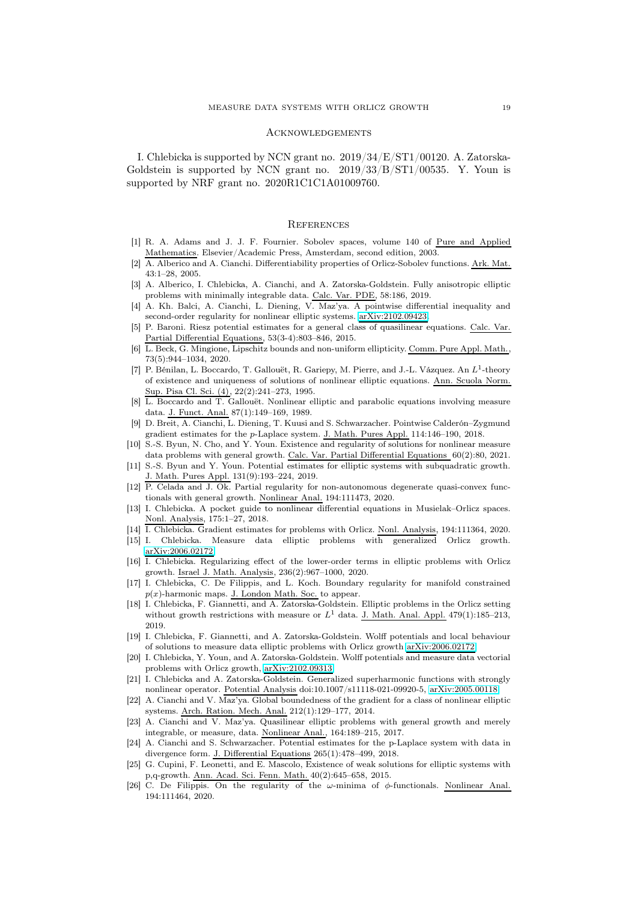## Acknowledgements

I. Chlebicka is supported by NCN grant no. 2019/34/E/ST1/00120. A. Zatorska-Goldstein is supported by NCN grant no. 2019/33/B/ST1/00535. Y. Youn is supported by NRF grant no. 2020R1C1C1A01009760.

## References

[1] R. A. Adams and J. J. F. Fournier. Sobolev spaces, volume 140 of Pure and Applied Mathematics. Elsevier/Academic Press, Amsterdam, second edition, 2003.

[2] A. Alberico and A. Cianchi. Differentiability properties of Orlicz-Sobolev functions. Ark. Mat. 43:1–28, 2005.

[3] A. Alberico, I. Chlebicka, A. Cianchi, and A. Zatorska-Goldstein. Fully anisotropic elliptic problems with minimally integrable data. Calc. Var. PDE, 58:186, 2019.

[4] A. Kh. Balci, A. Cianchi, L. Diening, V. Maz'ya. A pointwise differential inequality and second-order regularity for nonlinear elliptic systems. arXiv:2102.09423

[5] P. Baroni. Riesz potential estimates for a general class of quasilinear equations. Calc. Var. Partial Differential Equations, 53(3-4):803–846, 2015.

[6] L. Beck, G. Mingione, Lipschitz bounds and non-uniform ellipticity. Comm. Pure Appl. Math., 73(5):944–1034, 2020.

[7] P. Bénilan, L. Boccardo, T. Gallouët, R. Gariepy, M. Pierre, and J.-L. Vázquez. An $L^1$-theory of existence and uniqueness of solutions of nonlinear elliptic equations. Ann. Scuola Norm. Sup. Pisa Cl. Sci. (4), 22(2):241–273, 1995.

[8] L. Boccardo and T. Gallouët. Nonlinear elliptic and parabolic equations involving measure data. J. Funct. Anal. 87(1):149–169, 1989.

[9] D. Breit, A. Cianchi, L. Diening, T. Kuusi and S. Schwarzacher. Pointwise Calderón–Zygmund gradient estimates for the $p$-Laplace system. J. Math. Pures Appl. 114:146–190, 2018.

[10] S.-S. Byun, N. Cho, and Y. Youn. Existence and regularity of solutions for nonlinear measure data problems with general growth. Calc. Var. Partial Differential Equations 60(2):80, 2021.

[11] S.-S. Byun and Y. Youn. Potential estimates for elliptic systems with subquadratic growth. J. Math. Pures Appl. 131(9):193–224, 2019.

[12] P. Celada and J. Ok. Partial regularity for non-autonomous degenerate quasi-convex functionals with general growth. Nonlinear Anal. 194:111473, 2020.

[13] I. Chlebicka. A pocket guide to nonlinear differential equations in Musielak–Orlicz spaces. Nonl. Analysis, 175:1–27, 2018.

[14] I. Chlebicka. Gradient estimates for problems with Orlicz. Nonl. Analysis, 194:111364, 2020.

[15] I. Chlebicka. Measure data elliptic problems with generalized Orlicz growth. arXiv:2006.02172

[16] I. Chlebicka. Regularizing effect of the lower-order terms in elliptic problems with Orlicz growth. Israel J. Math. Analysis, 236(2):967–1000, 2020.

[17] I. Chlebicka, C. De Filippis, and L. Koch. Boundary regularity for manifold constrained $p(x)$-harmonic maps. J. London Math. Soc. to appear.

[18] I. Chlebicka, F. Giannetti, and A. Zatorska-Goldstein. Elliptic problems in the Orlicz setting without growth restrictions with measure or $L^1$ data. J. Math. Anal. Appl. 479(1):185–213, 2019.

[19] I. Chlebicka, F. Giannetti, and A. Zatorska-Goldstein. Wolff potentials and local behaviour of solutions to measure data elliptic problems with Orlicz growth arXiv:2006.02172

[20] I. Chlebicka, Y. Youn, and A. Zatorska-Goldstein. Wolff potentials and measure data vectorial problems with Orlicz growth, arXiv:2102.09313

[21] I. Chlebicka and A. Zatorska-Goldstein. Generalized superharmonic functions with strongly nonlinear operator. Potential Analysis doi:10.1007/s11118-021-09920-5, arXiv:2005.00118

[22] A. Cianchi and V. Maz'ya. Global boundedness of the gradient for a class of nonlinear elliptic systems. Arch. Ration. Mech. Anal. 212(1):129–177, 2014.

[23] A. Cianchi and V. Maz'ya. Quasilinear elliptic problems with general growth and merely integrable, or measure, data. Nonlinear Anal., 164:189–215, 2017.

[24] A. Cianchi and S. Schwarzacher. Potential estimates for the p-Laplace system with data in divergence form. J. Differential Equations 265(1):478–499, 2018.

[25] G. Cupini, F. Leonetti, and E. Mascolo, Existence of weak solutions for elliptic systems with p,q-growth. Ann. Acad. Sci. Fenn. Math. 40(2):645–658, 2015.

[26] C. De Filippis. On the regularity of the $\omega$-minima of $\phi$-functionals. Nonlinear Anal. 194:111464, 2020.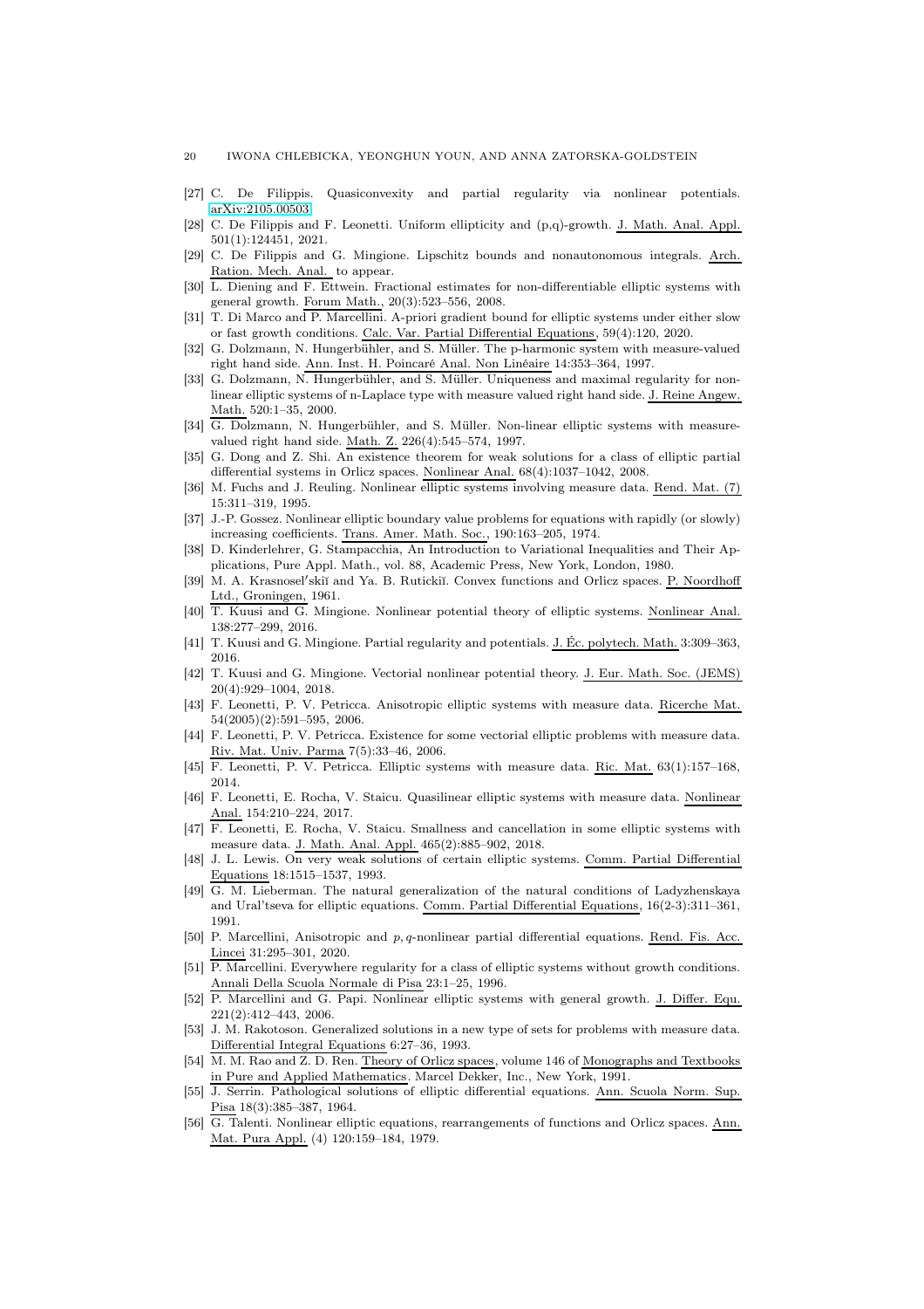[27] C. De Filippis. Quasiconvexity and partial regularity via nonlinear potentials. arXiv:2105.00503

[28] C. De Filippis and F. Leonetti. Uniform ellipticity and (p,q)-growth. J. Math. Anal. Appl. 501(1):124451, 2021.

[29] C. De Filippis and G. Mingione. Lipschitz bounds and nonautonomous integrals. Arch. Ration. Mech. Anal. to appear.

[30] L. Diening and F. Ettwein. Fractional estimates for non-differentiable elliptic systems with general growth. Forum Math., 20(3):523–556, 2008.

[31] T. Di Marco and P. Marcellini. A-priori gradient bound for elliptic systems under either slow or fast growth conditions. Calc. Var. Partial Differential Equations, 59(4):120, 2020.

[32] G. Dolzmann, N. Hungerbühler, and S. Müller. The p-harmonic system with measure-valued right hand side. Ann. Inst. H. Poincaré Anal. Non Linéaire 14:353–364, 1997.

[33] G. Dolzmann, N. Hungerbühler, and S. Müller. Uniqueness and maximal regularity for nonlinear elliptic systems of n-Laplace type with measure valued right hand side. J. Reine Angew. Math. 520:1–35, 2000.

[34] G. Dolzmann, N. Hungerbühler, and S. Müller. Non-linear elliptic systems with measure-valued right hand side. Math. Z. 226(4):545–574, 1997.

[35] G. Dong and Z. Shi. An existence theorem for weak solutions for a class of elliptic partial differential systems in Orlicz spaces. Nonlinear Anal. 68(4):1037–1042, 2008.

[36] M. Fuchs and J. Reuling. Nonlinear elliptic systems involving measure data. Rend. Mat. (7) 15:311–319, 1995.

[37] J.-P. Gossez. Nonlinear elliptic boundary value problems for equations with rapidly (or slowly) increasing coefficients. Trans. Amer. Math. Soc., 190:163–205, 1974.

[38] D. Kinderlehrer, G. Stampacchia, An Introduction to Variational Inequalities and Their Applications, Pure Appl. Math., vol. 88, Academic Press, New York, London, 1980.

[39] M. A. Krasnosel′skiĭ and Ya. B. Rutickiĭ. Convex functions and Orlicz spaces. P. Noordhoff Ltd., Groningen, 1961.

[40] T. Kuusi and G. Mingione. Nonlinear potential theory of elliptic systems. Nonlinear Anal. 138:277–299, 2016.

[41] T. Kuusi and G. Mingione. Partial regularity and potentials. J. Éc. polytech. Math. 3:309–363, 2016.

[42] T. Kuusi and G. Mingione. Vectorial nonlinear potential theory. J. Eur. Math. Soc. (JEMS) 20(4):929–1004, 2018.

[43] F. Leonetti, P. V. Petricca. Anisotropic elliptic systems with measure data. Ricerche Mat. 54(2005)(2):591–595, 2006.

[44] F. Leonetti, P. V. Petricca. Existence for some vectorial elliptic problems with measure data. Riv. Mat. Univ. Parma 7(5):33–46, 2006.

[45] F. Leonetti, P. V. Petricca. Elliptic systems with measure data. Ric. Mat. 63(1):157–168, 2014.

[46] F. Leonetti, E. Rocha, V. Staicu. Quasilinear elliptic systems with measure data. Nonlinear Anal. 154:210–224, 2017.

[47] F. Leonetti, E. Rocha, V. Staicu. Smallness and cancellation in some elliptic systems with measure data. J. Math. Anal. Appl. 465(2):885–902, 2018.

[48] J. L. Lewis. On very weak solutions of certain elliptic systems. Comm. Partial Differential Equations 18:1515–1537, 1993.

[49] G. M. Lieberman. The natural generalization of the natural conditions of Ladyzhenskaya and Ural'tseva for elliptic equations. Comm. Partial Differential Equations, 16(2-3):311–361, 1991.

[50] P. Marcellini, Anisotropic and $p, q$-nonlinear partial differential equations. Rend. Fis. Acc. Lincei 31:295–301, 2020.

[51] P. Marcellini. Everywhere regularity for a class of elliptic systems without growth conditions. Annali Della Scuola Normale di Pisa 23:1–25, 1996.

[52] P. Marcellini and G. Papi. Nonlinear elliptic systems with general growth. J. Differ. Equ. 221(2):412–443, 2006.

[53] J. M. Rakotoson. Generalized solutions in a new type of sets for problems with measure data. Differential Integral Equations 6:27–36, 1993.

[54] M. M. Rao and Z. D. Ren. Theory of Orlicz spaces, volume 146 of Monographs and Textbooks in Pure and Applied Mathematics. Marcel Dekker, Inc., New York, 1991.

[55] J. Serrin. Pathological solutions of elliptic differential equations. Ann. Scuola Norm. Sup. Pisa 18(3):385–387, 1964.

[56] G. Talenti. Nonlinear elliptic equations, rearrangements of functions and Orlicz spaces. Ann. Mat. Pura Appl. (4) 120:159–184, 1979.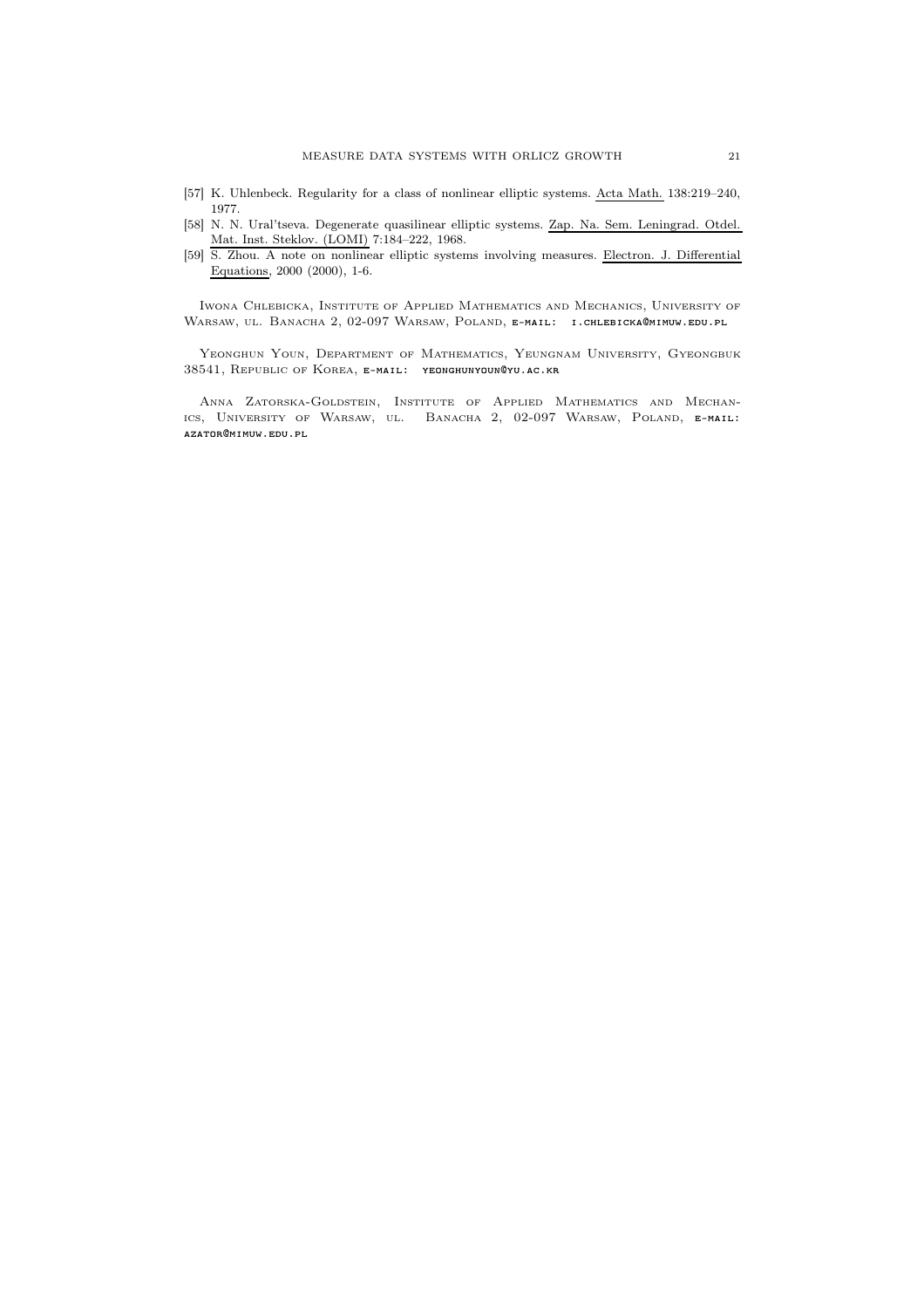[57] K. Uhlenbeck. Regularity for a class of nonlinear elliptic systems. Acta Math. 138:219–240, 1977.

[58] N. N. Ural'tseva. Degenerate quasilinear elliptic systems. Zap. Na. Sem. Leningrad. Otdel. Mat. Inst. Steklov. (LOMI) 7:184–222, 1968.

[59] S. Zhou. A note on nonlinear elliptic systems involving measures. Electron. J. Differential Equations, 2000 (2000), 1-6.

Iwona Chlebicka, Institute of Applied Mathematics and Mechanics, University of Warsaw, ul. Banacha 2, 02-097 Warsaw, Poland, e-mail: i.chlebicka@mimuw.edu.pl

Yeonghun Youn, Department of Mathematics, Yeungnam University, Gyeongbuk 38541, Republic of Korea, e-mail: yeonghunyoun@yu.ac.kr

Anna Zatorska-Goldstein, Institute of Applied Mathematics and Mechanics, University of Warsaw, ul. Banacha 2, 02-097 Warsaw, Poland, e-mail: azator@mimuw.edu.pl